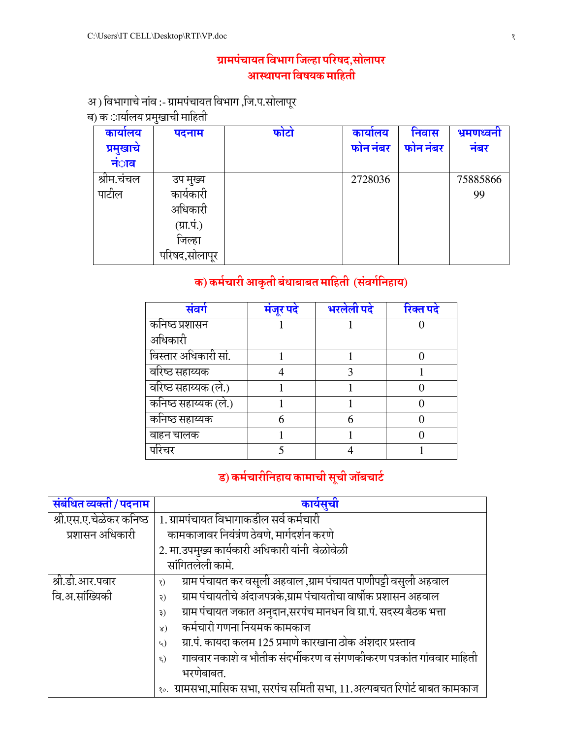# ग्रामपंचायत विभाग जिल्हा परिषद,सोलापर
## आस्थापना विषयक माहिती

अ ) विभागाचे नांव :- ग्रामपंचायत विभाग ,जि.प.सोलापूर

ब) कार्यालय प्रमुखाची माहिती

| कार्यालय प्रमुखाचे नांव | पदनाम | फोटो | कार्यालय फोन नंबर | निवास फोन नंबर | भ्रमणध्वनी नंबर |
|---|---|---|---|---|---|
| श्रीम.चंचल पाटील | उप मुख्य कार्यकारी अधिकारी (ग्रा.पं.) जिल्हा परिषद,सोलापूर | | 2728036 | | 7588586699 |

### क) कर्मचारी आकृती बंधाबाबत माहिती (संवर्गनिहाय)

| संवर्ग | मंजूर पदे | भरलेली पदे | रिक्त पदे |
|---|---|---|---|
| कनिष्ठ प्रशासन अधिकारी | 1 | 1 | 0 |
| विस्तार अधिकारी सां. | 1 | 1 | 0 |
| वरिष्ठ सहाय्यक | 4 | 3 | 1 |
| वरिष्ठ सहाय्यक (ले.) | 1 | 1 | 0 |
| कनिष्ठ सहाय्यक (ले.) | 1 | 1 | 0 |
| कनिष्ठ सहाय्यक | 6 | 6 | 0 |
| वाहन चालक | 1 | 1 | 0 |
| परिचर | 5 | 4 | 1 |

### ड) कर्मचारीनिहाय कामाची सूची जॉबचार्ट

| संबंधित व्यक्ती / पदनाम | कार्यसुची |
|---|---|
| श्री.एस.ए.चेळेकर कनिष्ठ प्रशासन अधिकारी | 1. ग्रामपंचायत विभागाकडील सर्व कर्मचारी कामकाजावर नियंत्रण ठेवणे, मार्गदर्शन करणे<br>2. मा.उपमुख्य कार्यकारी अधिकारी यांनी वेळोवेळी सांगितलेली कामे. |
| श्री.डी.आर.पवार वि.अ.सांख्यिकी | १) ग्राम पंचायत कर वसूली अहवाल ,ग्राम पंचायत पाणीपट्टी वसुली अहवाल<br>२) ग्राम पंचायतीचे अंदाजपत्रके,ग्राम पंचायतीचा वार्षीक प्रशासन अहवाल<br>३) ग्राम पंचायत जकात अनुदान,सरपंच मानधन वि ग्रा.पं. सदस्य बैठक भत्ता<br>४) कर्मचारी गणना नियमक कामकाज<br>५) ग्रा.पं. कायदा कलम 125 प्रमाणे कारखाना ठोक अंशदार प्रस्ताव<br>६) गाववार नकाशे व भौतीक संदर्भीकरण व संगणकीकरण पत्रकांत गांववार माहिती भरणेबाबत.<br>१०. ग्रामसभा,मासिक सभा, सरपंच समिती सभा, 11.अल्पबचत रिपोर्ट बाबत कामकाज |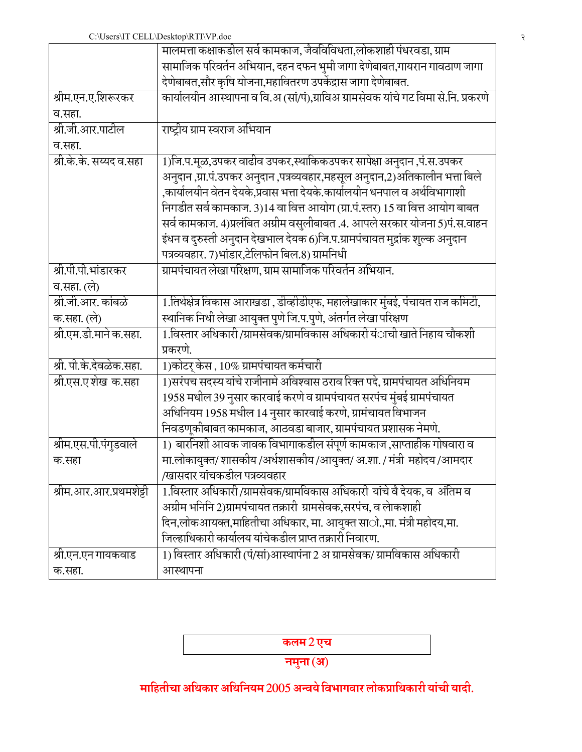| | |
|---|---|
| | मालमत्ता कक्षाकडील सर्व कामकाज, जैवविविधता,लोकशाही पंधरवडा, ग्राम सामाजिक परिवर्तन अभियान, दहन दफन भुमी जागा देणेबाबत,गायरान गावठाण जागा देणेबाबत,सौर कृषि योजना,महावितरण उपकेंद्रास जागा देणेबाबत. |
| श्रीम.एन.ए.शिरूरकर व.सहा. | कार्यालयीन आस्थापना व वि.अ (सां/पं),ग्राविअ ग्रामसेवक यांचे गट विमा से.नि. प्रकरणे |
| श्री.जी.आर.पाटील व.सहा. | राष्ट्रीय ग्राम स्वराज अभियान |
| श्री.के.के. सय्यद व.सहा | 1)जि.प.मूळ,उपकर वाढीव उपकर,स्थाकिकउपकर सापेक्षा अनुदान ,पं.स.उपकर अनुदान ,ग्रा.पं.उपकर अनुदान ,पत्रव्यवहार,महसूल अनुदान,2)अतिकालीन भत्ता बिले ,कार्यालयीन वेतन देयके,प्रवास भत्ता देयके.कार्यालयीन धनपाल व अर्थविभागाशी निगडीत सर्व कामकाज. 3)14 वा वित्त आयोग (ग्रा.पं.स्तर) 15 वा वित्त आयोग बाबत सर्व कामकाज. 4)प्रलंबित अग्रीम वसुलीबाबत .4. आपले सरकार योजना 5)पं.स.वाहन इंधन व दुरुस्ती अनुदान देखभाल देयक 6)जि.प.ग्रामपंचायत मुद्रांक शुल्क अनुदान पत्रव्यवहार. 7)भांडार,टेलिफोन बिल.8) ग्रामनिधी |
| श्री.पी.पी.भांडारकर व.सहा. (ले) | ग्रामपंचायत लेखा परिक्षण, ग्राम सामाजिक परिवर्तन अभियान. |
| श्री.जी.आर. कांबळे क.सहा. (ले) | 1.तिर्थक्षेत्र विकास आराखडा , डीव्हीडीएफ, महालेखाकार मुंबई, पंचायत राज कमिटी, स्थानिक निधी लेखा आयुक्त पुणे जि.प.पुणे, अंतर्गत लेखा परिक्षण |
| श्री.एम.डी.माने क.सहा. | 1.विस्तार अधिकारी /ग्रामसेवक/ग्रामविकास अधिकारी यांची खाते निहाय चौकशी प्रकरणे. |
| श्री. पी.के.देवळेक.सहा. | 1)कोटर् केस , 10% ग्रामपंचायत कर्मचारी |
| श्री.एस.ए शेख क.सहा | 1)सरंपच सदस्य यांचे राजीनामे अविश्वास ठराव रिक्त पदे, ग्रामपंचायत अधिनियम 1958 मधील 39 नुसार कारवाई करणे व ग्रामपंचायत सरपंच मुंबई ग्रामपंचायत अधिनियम 1958 मधील 14 नुसार कारवाई करणे, ग्रामंचायत विभाजन निवडणूकीबाबत कामकाज, आठवडा बाजार, ग्रामपंचायत प्रशासक नेमणे. |
| श्रीम.एस.पी.पंगुडवाले क.सहा | 1) बारनिशी आवक जावक विभागाकडील संपूर्ण कामकाज ,साप्ताहीक गोषवारा व मा.लोकायुक्त/ शासकीय /अर्धशासकीय /आयुक्त/ अ.शा. / मंत्री महोदय /आमदार /खासदार यांचकडील पत्रव्यवहार |
| श्रीम.आर.आर.प्रथमशेट्टी | 1.विस्तार अधिकारी /ग्रामसेवक/ग्रामविकास अधिकारी यांचे वै देयक, व अंतिम व अग्रीम भनिनि 2)ग्रामपंचायत तक्रारी ग्रामसेवक,सरपंच, व लोकशाही दिन,लोकआयक्त,माहितीचा अधिकार, मा. आयुक्त साो.,मा. मंत्री महोदय,मा. जिल्हाधिकारी कार्यालय यांचेकडील प्राप्त तक्रारी निवारण. |
| श्री.एन.एन गायकवाड क.सहा. | 1) विस्तार अधिकारी (पं/सां)आस्थापंना 2 अ ग्रामसेवक/ ग्रामविकास अधिकारी आस्थापना |

**कलम 2 एच**

**नमुना (अ)**

**माहितीचा अधिकार अधिनियम 2005 अन्वये विभागवार लोकप्राधिकारी यांची यादी.**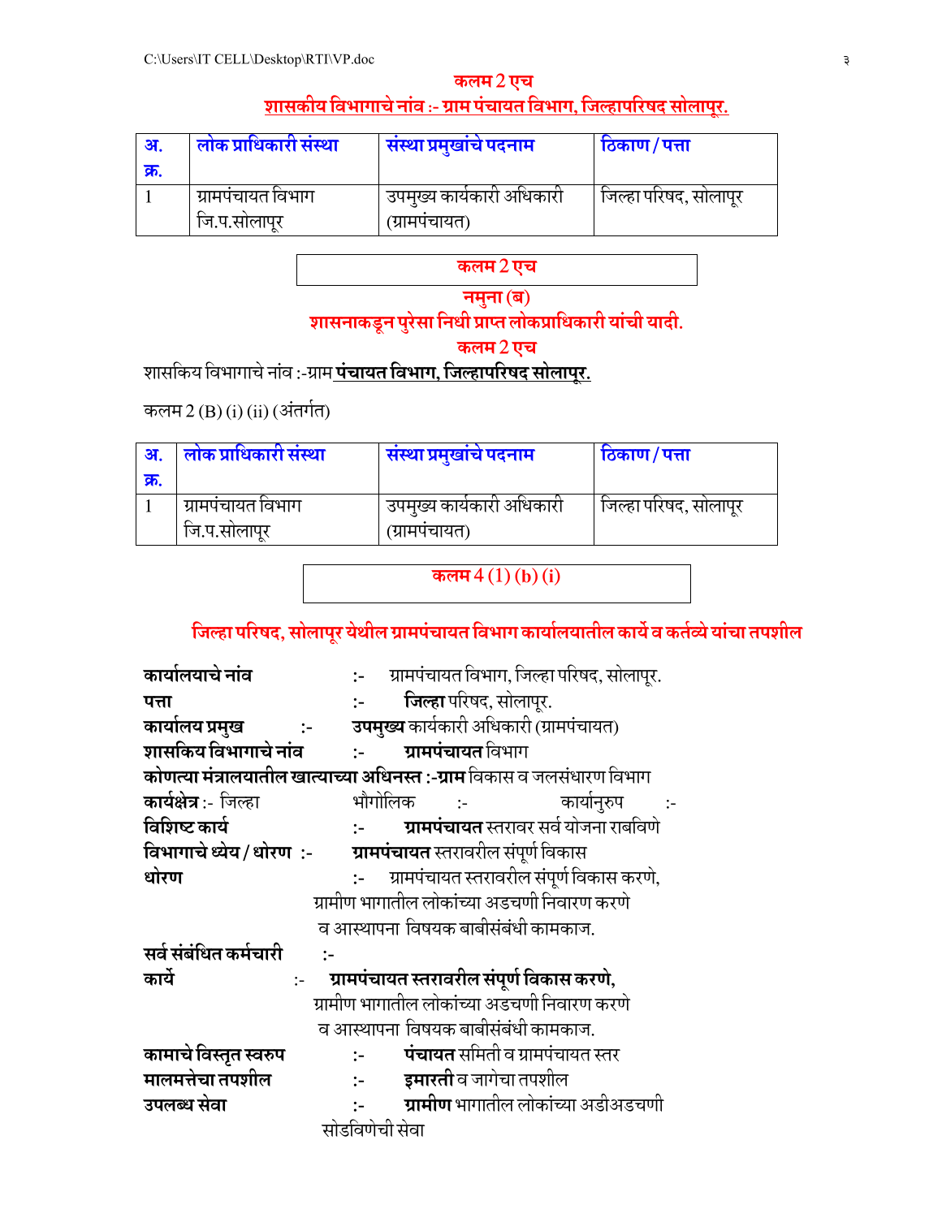## कलम 2 एच

**शासकीय विभागाचे नांव :- ग्राम पंचायत विभाग, जिल्हापरिषद सोलापूर.**

| अ. क्र. | लोक प्राधिकारी संस्था | संस्था प्रमुखांचे पदनाम | ठिकाण / पत्ता |
|---|---|---|---|
| 1 | ग्रामपंचायत विभाग जि.प.सोलापूर | उपमुख्य कार्यकारी अधिकारी (ग्रामपंचायत) | जिल्हा परिषद, सोलापूर |

## कलम 2 एच

**नमुना (ब)**

**शासनाकडून पुरेसा निधी प्राप्त लोकप्राधिकारी यांची यादी.**

**कलम 2 एच**

शासकिय विभागाचे नांव :-ग्राम **पंचायत विभाग, जिल्हापरिषद सोलापूर.**

कलम 2 (B) (i) (ii) (अंतर्गत)

| अ. क्र. | लोक प्राधिकारी संस्था | संस्था प्रमुखांचे पदनाम | ठिकाण / पत्ता |
|---|---|---|---|
| 1 | ग्रामपंचायत विभाग जि.प.सोलापूर | उपमुख्य कार्यकारी अधिकारी (ग्रामपंचायत) | जिल्हा परिषद, सोलापूर |

## कलम 4 (1) (b) (i)

### जिल्हा परिषद, सोलापूर येथील ग्रामपंचायत विभाग कार्यालयातील कार्ये व कर्तव्ये यांचा तपशील

**कार्यालयाचे नांव** :- ग्रामपंचायत विभाग, जिल्हा परिषद, सोलापूर.

**पत्ता** :- **जिल्हा** परिषद, सोलापूर.

**कार्यालय प्रमुख** :- **उपमुख्य** कार्यकारी अधिकारी (ग्रामपंचायत)

**शासकिय विभागाचे नांव** :- **ग्रामपंचायत** विभाग

**कोणत्या मंत्रालयातील खात्याच्या अधिनस्त :-ग्राम** विकास व जलसंधारण विभाग

**कार्यक्षेत्र** :- जिल्हा भौगोलिक :- कार्यानुरुप :-

**विशिष्ट कार्य** :- **ग्रामपंचायत** स्तरावर सर्व योजना राबविणे

**विभागाचे ध्येय / धोरण** :- **ग्रामपंचायत** स्तरावरील संपूर्ण विकास

**धोरण** :- ग्रामपंचायत स्तरावरील संपूर्ण विकास करणे, ग्रामीण भागातील लोकांच्या अडचणी निवारण करणे व आस्थापना विषयक बाबीसंबंधी कामकाज.

**सर्व संबंधित कर्मचारी** :-

**कार्ये** :- **ग्रामपंचायत स्तरावरील संपूर्ण विकास करणे,** ग्रामीण भागातील लोकांच्या अडचणी निवारण करणे व आस्थापना विषयक बाबीसंबंधी कामकाज.

**कामाचे विस्तृत स्वरुप** :- **पंचायत** समिती व ग्रामपंचायत स्तर

**मालमत्तेचा तपशील** :- **इमारती** व जागेचा तपशील

**उपलब्ध सेवा** :- **ग्रामीण** भागातील लोकांच्या अडीअडचणी सोडविणेची सेवा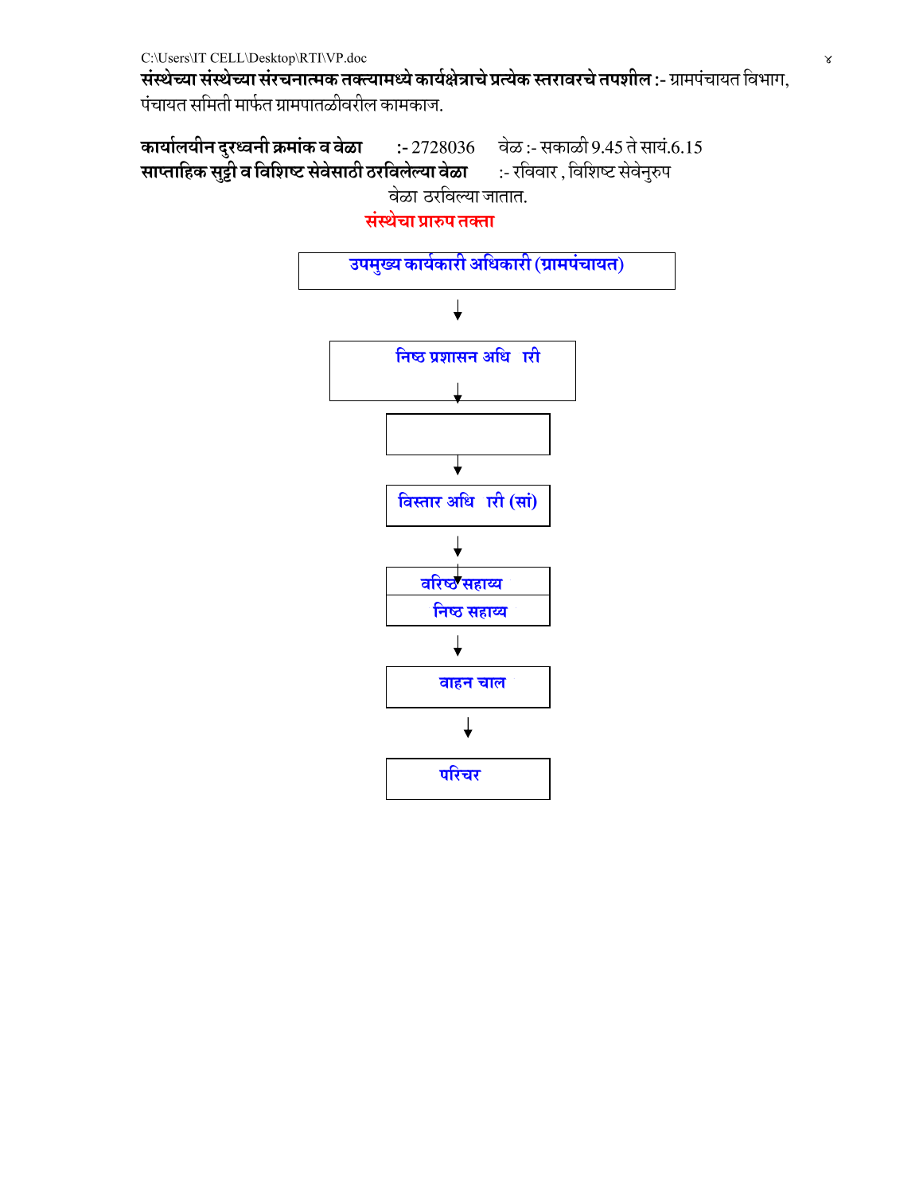**संस्थेच्या संस्थेच्या संरचनात्मक तक्त्यामध्ये कार्यक्षेत्राचे प्रत्येक स्तरावरचे तपशील :-** ग्रामपंचायत विभाग, पंचायत समिती मार्फत ग्रामपातळीवरील कामकाज.

**कार्यालयीन दुरध्वनी क्रमांक व वेळा** :- 2728036 वेळ :- सकाळी 9.45 ते सायं.6.15

**साप्ताहिक सुट्टी व विशिष्ट सेवेसाठी ठरविलेल्या वेळा** :- रविवार , विशिष्ट सेवेनुरुप वेळा ठरविल्या जातात.

## संस्थेचा प्रारुप तक्ता

उपमुख्य कार्यकारी अधिकारी (ग्रामपंचायत)

↓

निष्ठ प्रशासन अधि ारी

↓

↓

विस्तार अधि ारी (सां)

↓

वरिष्ठ सहाय्य

निष्ठ सहाय्य

↓

वाहन चाल

↓

परिचर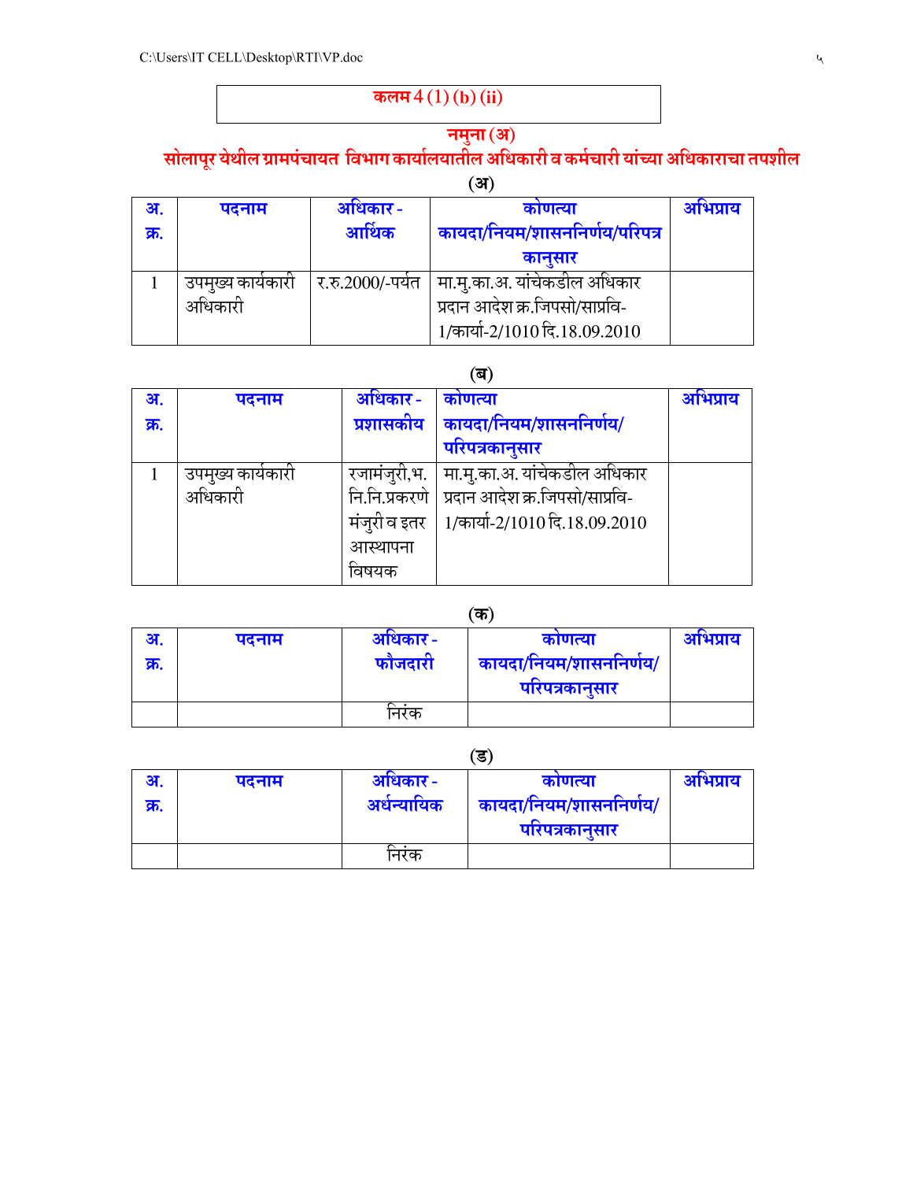**कलम 4 (1) (b) (ii)**

## नमुना (अ)

## सोलापूर येथील ग्रामपंचायत विभाग कार्यालयातील अधिकारी व कर्मचारी यांच्या अधिकाराचा तपशील

**(अ)**

| अ. क्र. | पदनाम | अधिकार - आर्थिक | कोणत्या कायदा/नियम/शासननिर्णय/परिपत्र कानुसार | अभिप्राय |
|---|---|---|---|---|
| 1 | उपमुख्य कार्यकारी अधिकारी | र.रु.2000/-पर्यंत | मा.मु.का.अ. यांचेकडील अधिकार प्रदान आदेश क्र.जिपसो/साप्रवि-1/कार्या-2/1010 दि.18.09.2010 | |

**(ब)**

| अ. क्र. | पदनाम | अधिकार - प्रशासकीय | कोणत्या कायदा/नियम/शासननिर्णय/ परिपत्रकानुसार | अभिप्राय |
|---|---|---|---|---|
| 1 | उपमुख्य कार्यकारी अधिकारी | रजामंजुरी,भ.नि.नि.प्रकरणे मंजुरी व इतर आस्थापना विषयक | मा.मु.का.अ. यांचेकडील अधिकार प्रदान आदेश क्र.जिपसो/साप्रवि-1/कार्या-2/1010 दि.18.09.2010 | |

**(क)**

| अ. क्र. | पदनाम | अधिकार - फौजदारी | कोणत्या कायदा/नियम/शासननिर्णय/ परिपत्रकानुसार | अभिप्राय |
|---|---|---|---|---|
| | | निरंक | | |

**(ड)**

| अ. क्र. | पदनाम | अधिकार - अर्धन्यायिक | कोणत्या कायदा/नियम/शासननिर्णय/ परिपत्रकानुसार | अभिप्राय |
|---|---|---|---|---|
| | | निरंक | | |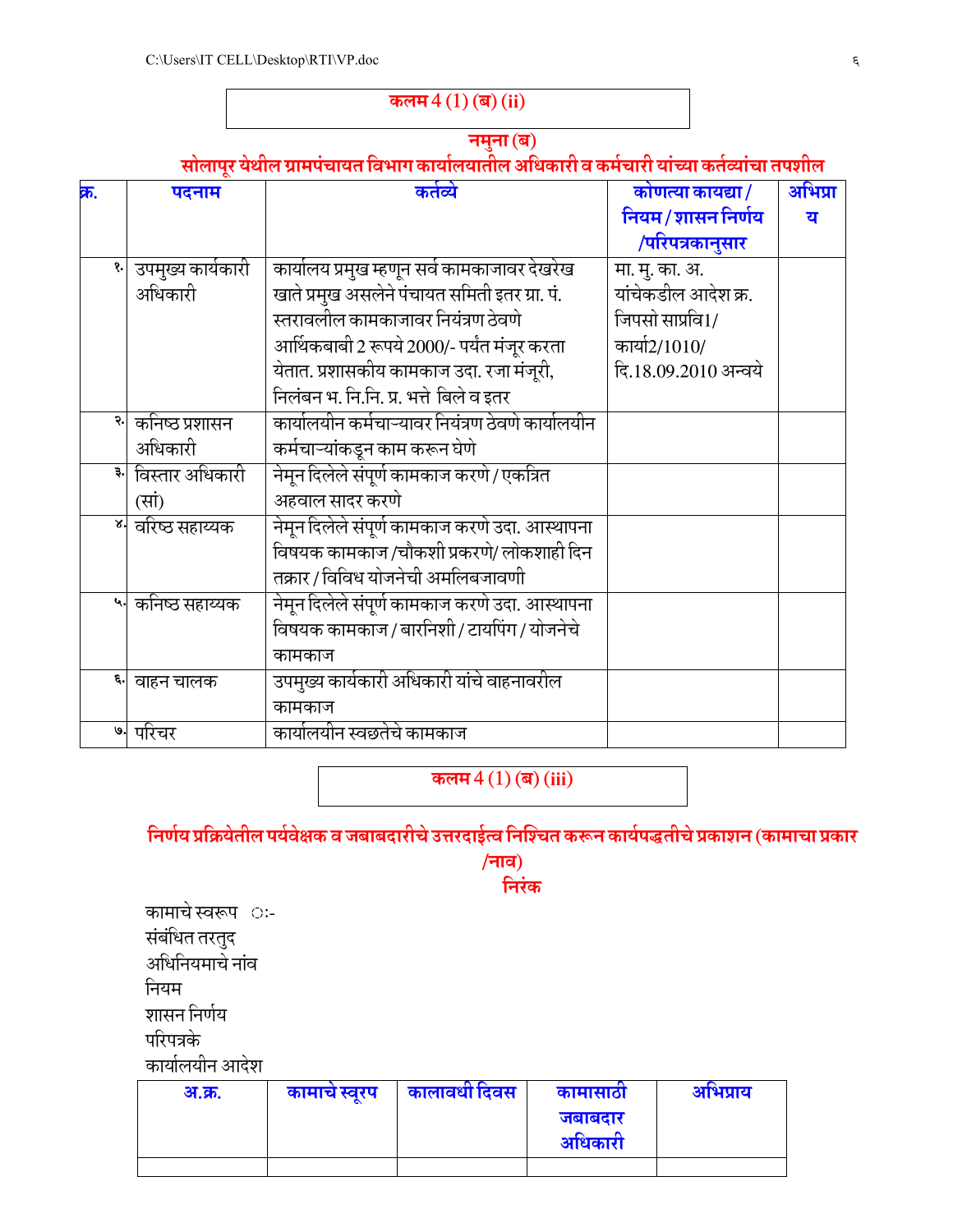## कलम 4 (1) (ब) (ii)

### नमुना (ब)

### सोलापूर येथील ग्रामपंचायत विभाग कार्यालयातील अधिकारी व कर्मचारी यांच्या कर्तव्यांचा तपशील

| क्र. | पदनाम | कर्तव्ये | कोणत्या कायद्या / नियम / शासन निर्णय /परिपत्रकानुसार | अभिप्राय |
|---|---|---|---|---|
| १. | उपमुख्य कार्यकारी अधिकारी | कार्यालय प्रमुख म्हणून सर्व कामकाजावर देखरेख खाते प्रमुख असलेने पंचायत समिती इतर ग्रा. पं. स्तरावलील कामकाजावर नियंत्रण ठेवणे आर्थिकबाबी 2 रूपये 2000/- पर्यंत मंजूर करता येतात. प्रशासकीय कामकाज उदा. रजा मंजूरी, निलंबन भ. नि.नि. प्र. भत्ते बिले व इतर | मा. मु. का. अ. यांचेकडील आदेश क्र. जिपसो साप्रवि1/ कार्या2/1010/ दि.18.09.2010 अन्वये | |
| २. | कनिष्ठ प्रशासन अधिकारी | कार्यालयीन कर्मचाऱ्यावर नियंत्रण ठेवणे कार्यालयीन कर्मचाऱ्यांकडून काम करून घेणे | | |
| ३. | विस्तार अधिकारी (सां) | नेमून दिलेले संपूर्ण कामकाज करणे / एकत्रित अहवाल सादर करणे | | |
| ४. | वरिष्ठ सहाय्यक | नेमून दिलेले संपूर्ण कामकाज करणे उदा. आस्थापना विषयक कामकाज /चौकशी प्रकरणे/ लोकशाही दिन तक्रार / विविध योजनेची अमलिबजावणी | | |
| ५. | कनिष्ठ सहाय्यक | नेमून दिलेले संपूर्ण कामकाज करणे उदा. आस्थापना विषयक कामकाज / बारनिशी / टायपिंग / योजनेचे कामकाज | | |
| ६. | वाहन चालक | उपमुख्य कार्यकारी अधिकारी यांचे वाहनावरील कामकाज | | |
| ७. | परिचर | कार्यालयीन स्वछतेचे कामकाज | | |

## कलम 4 (1) (ब) (iii)

### निर्णय प्रक्रियेतील पर्यवेक्षक व जबाबदारीचे उत्तरदाईत्व निश्चित करून कार्यपद्धतीचे प्रकाशन (कामाचा प्रकार /नाव)

### निरंक

कामाचे स्वरूप :-
संबंधित तरतुद
अधिनियमाचे नांव
नियम
शासन निर्णय
परिपत्रके
कार्यालयीन आदेश

| अ.क्र. | कामाचे स्वूरप | कालावधी दिवस | कामासाठी जबाबदार अधिकारी | अभिप्राय |
|---|---|---|---|---|
| | | | | |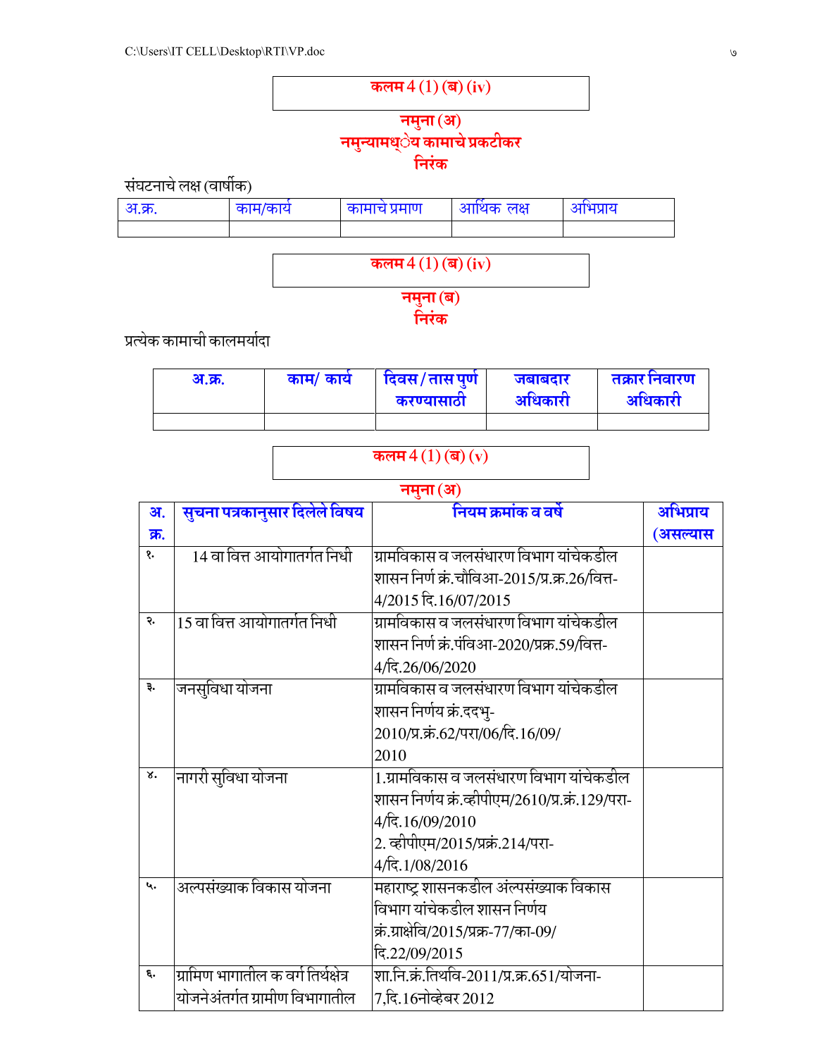**कलम 4 (1) (ब) (iv)**

**नमुना (अ)**

**नमुन्यामध्ेय कामाचे प्रकटीकर**

**निरंक**

संघटनाचे लक्ष (वार्षीक)

| अ.क्र. | काम/कार्य | कामाचे प्रमाण | आर्थिक लक्ष | अभिप्राय |
|---|---|---|---|---|
| | | | | |

**कलम 4 (1) (ब) (iv)**

**नमुना (ब)**

**निरंक**

प्रत्येक कामाची कालमर्यादा

| अ.क्र. | काम/ कार्य | दिवस / तास पुर्ण करण्यासाठी | जबाबदार अधिकारी | तक्रार निवारण अधिकारी |
|---|---|---|---|---|
| | | | | |

**कलम 4 (1) (ब) (v)**

**नमुना (अ)**

| अ. क्र. | सुचना पत्रकानुसार दिलेले विषय | नियम क्रमांक व वर्षे | अभिप्राय (असल्यास |
|---|---|---|---|
| १. | 14 वा वित्त आयोगातर्गत निधी | ग्रामविकास व जलसंधारण विभाग यांचेकडील शासन निर्ण क्रं.चौविआ-2015/प्र.क्र.26/वित्त-4/2015 दि.16/07/2015 | |
| २. | 15 वा वित्त आयोगातर्गत निधी | ग्रामविकास व जलसंधारण विभाग यांचेकडील शासन निर्ण क्रं.पंविआ-2020/प्रक्र.59/वित्त-4/दि.26/06/2020 | |
| ३. | जनसुविधा योजना | ग्रामविकास व जलसंधारण विभाग यांचेकडील शासन निर्णय क्रं.ददभु-2010/प्र.क्रं.62/परा/06/दि.16/09/2010 | |
| ४. | नागरी सुविधा योजना | 1.ग्रामविकास व जलसंधारण विभाग यांचेकडील शासन निर्णय क्रं.व्हीपीएम/2610/प्र.क्रं.129/परा-4/दि.16/09/2010 2. व्हीपीएम/2015/प्रक्रं.214/परा-4/दि.1/08/2016 | |
| ५. | अल्पसंख्याक विकास योजना | महाराष्ट्र शासनकडील अंल्पसंख्याक विकास विभाग यांचेकडील शासन निर्णय क्रं.ग्राक्षेवि/2015/प्रक्र-77/का-09/दि.22/09/2015 | |
| ६. | ग्रामिण भागातील क वर्ग तिर्थक्षेत्र योजनेअंतर्गत ग्रामीण विभागातील | शा.नि.क्रं.तिथवि-2011/प्र.क्र.651/योजना-7,दि.16नोव्हेबर 2012 | |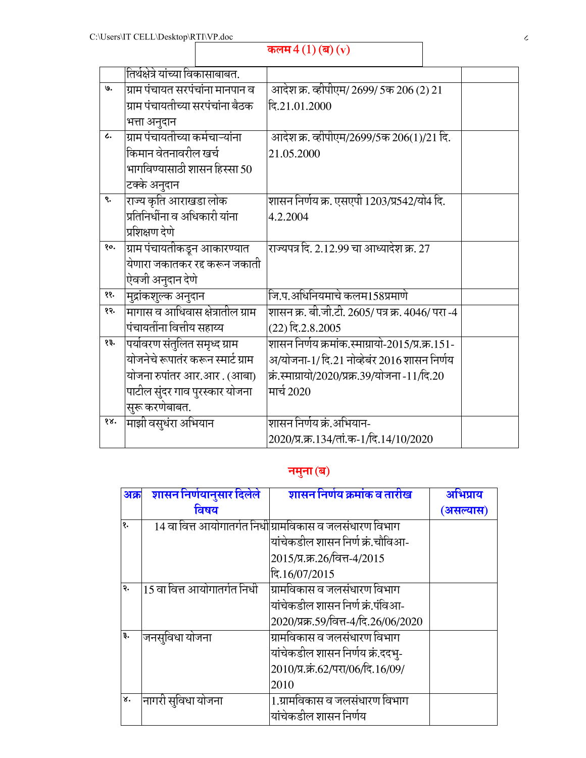## कलम 4 (1) (ब) (v)

| | | | |
|---|---|---|---|
| | तिर्थक्षेत्रे यांच्या विकासाबाबत. | | |
| ७. | ग्राम पंचायत सरपंचांना मानपान व ग्राम पंचायतीच्या सरपंचांना बैठक भत्ता अनुदान | आदेश क्र. व्हीपीएम/ 2699/ 5क 206 (2) 21 दि.21.01.2000 | |
| ८. | ग्राम पंचायतीच्या कर्मचाऱ्यांना किमान वेतनावरील खर्च भागविण्यासाठी शासन हिस्सा 50 टक्के अनुदान | आदेश क्र. व्हीपीएम/2699/5क 206(1)/21 दि. 21.05.2000 | |
| ९. | राज्य कृति आराखडा लोक प्रतिनिधींना व अधिकारी यांना प्रशिक्षण देणे | शासन निर्णय क्र. एसएपी 1203/प्र542/यो4 दि. 4.2.2004 | |
| १०. | ग्राम पंचायतीकडून आकारण्यात येणारा जकातकर रद्द करून जकाती ऐवजी अनुदान देणे | राज्यपत्र दि. 2.12.99 चा आध्यादेश क्र. 27 | |
| ११. | मुद्रांकशुल्क अनुदान | जि.प.अधिनियमाचे कलम158प्रमाणे | |
| १२. | मागास व आधिवास क्षेत्रातील ग्राम पंचायतींना वित्तीय सहाय्य | शासन क्र. बी.जी.टी. 2605/ पत्र क्र. 4046/ परा -4 (22) दि.2.8.2005 | |
| १३. | पर्यावरण संतुलित समृध्द ग्राम योजनेचे रूपातंर करून स्मार्ट ग्राम योजना रुपांतर आर.आर . (आबा) पाटील सुंदर गाव पुरस्कार योजना सुरू करणेबाबत. | शासन निर्णय क्रमांक.स्माग्रायो-2015/प्र.क्र.151-अ/योजना-1/ दि.21 नोव्हेंबर 2016 शासन निर्णय क्रं.स्माग्रायो/2020/प्रक्र.39/योजना -11/दि.20 मार्च 2020 | |
| १४. | माझी वसुधंरा अभियान | शासन निर्णय क्रं.अभियान-2020/प्र.क्र.134/तां.क-1/दि.14/10/2020 | |

## नमुना (ब)

| अक्र | शासन निर्णयानुसार दिलेले विषय | शासन निर्णय क्रमांक व तारीख | अभिप्राय (असल्यास) |
|---|---|---|---|
| १. | 14 वा वित्त आयोगातर्गत निधी | ग्रामविकास व जलसंधारण विभाग यांचेकडील शासन निर्ण क्रं.चौविआ-2015/प्र.क्र.26/वित्त-4/2015 दि.16/07/2015 | |
| २. | 15 वा वित्त आयोगातर्गत निधी | ग्रामविकास व जलसंधारण विभाग यांचेकडील शासन निर्ण क्रं.पंविआ-2020/प्रक्र.59/वित्त-4/दि.26/06/2020 | |
| ३. | जनसुविधा योजना | ग्रामविकास व जलसंधारण विभाग यांचेकडील शासन निर्णय क्रं.ददभु-2010/प्र.क्रं.62/परा/06/दि.16/09/2010 | |
| ४. | नागरी सुविधा योजना | 1.ग्रामविकास व जलसंधारण विभाग यांचेकडील शासन निर्णय | |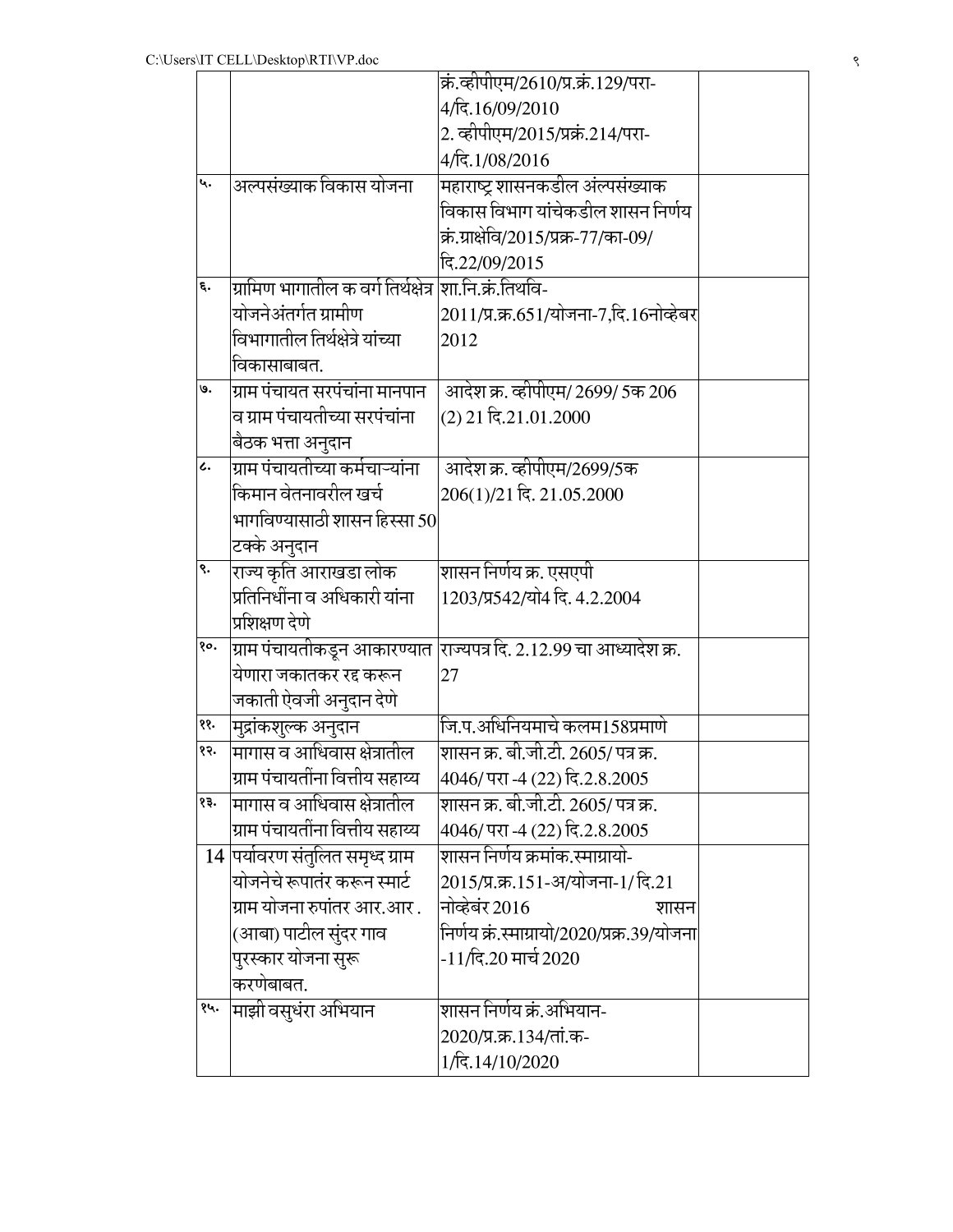| | | | |
|---|---|---|---|
| | | क्रं.व्हीपीएम/2610/प्र.क्रं.129/परा-4/दि.16/09/2010 2. व्हीपीएम/2015/प्रक्रं.214/परा-4/दि.1/08/2016 | |
| ५. | अल्पसंख्याक विकास योजना | महाराष्ट्र शासनकडील अंल्पसंख्याक विकास विभाग यांचेकडील शासन निर्णय क्रं.ग्राक्षेवि/2015/प्रक्र-77/का-09/ दि.22/09/2015 | |
| ६. | ग्रामिण भागातील क वर्ग तिर्थक्षेत्र योजनेअंतर्गत ग्रामीण विभागातील तिर्थक्षेत्रे यांच्या विकासाबाबत. | शा.नि.क्रं.तिथवि-2011/प्र.क्र.651/योजना-7,दि.16नोव्हेबर 2012 | |
| ७. | ग्राम पंचायत सरपंचांना मानपान व ग्राम पंचायतीच्या सरपंचांना बैठक भत्ता अनुदान | आदेश क्र. व्हीपीएम/ 2699/ 5क 206 (2) 21 दि.21.01.2000 | |
| ८. | ग्राम पंचायतीच्या कर्मचाऱ्यांना किमान वेतनावरील खर्च भागविण्यासाठी शासन हिस्सा 50 टक्के अनुदान | आदेश क्र. व्हीपीएम/2699/5क 206(1)/21 दि. 21.05.2000 | |
| ९. | राज्य कृति आराखडा लोक प्रतिनिधींना व अधिकारी यांना प्रशिक्षण देणे | शासन निर्णय क्र. एसएपी 1203/प्र542/यो4 दि. 4.2.2004 | |
| १०. | ग्राम पंचायतीकडून आकारण्यात येणारा जकातकर रद्द करून जकाती ऐवजी अनुदान देणे | राज्यपत्र दि. 2.12.99 चा आध्यादेश क्र. 27 | |
| ११. | मुद्रांकशुल्क अनुदान | जि.प.अधिनियमाचे कलम158प्रमाणे | |
| १२. | मागास व आधिवास क्षेत्रातील ग्राम पंचायतींना वित्तीय सहाय्य | शासन क्र. बी.जी.टी. 2605/ पत्र क्र. 4046/ परा -4 (22) दि.2.8.2005 | |
| १३. | मागास व आधिवास क्षेत्रातील ग्राम पंचायतींना वित्तीय सहाय्य | शासन क्र. बी.जी.टी. 2605/ पत्र क्र. 4046/ परा -4 (22) दि.2.8.2005 | |
| 14 | पर्यावरण संतुलित समृध्द ग्राम योजनेचे रूपातंर करून स्मार्ट ग्राम योजना रुपांतर आर.आर . (आबा) पाटील सुंदर गाव पुरस्कार योजना सुरू करणेबाबत. | शासन निर्णय क्रमांक.स्माग्रायो-2015/प्र.क्र.151-अ/योजना-1/ दि.21 नोव्हेबंर 2016 शासन निर्णय क्रं.स्माग्रायो/2020/प्रक्र.39/योजना-11/दि.20 मार्च 2020 | |
| १५. | माझी वसुधंरा अभियान | शासन निर्णय क्रं.अभियान-2020/प्र.क्र.134/तां.क-1/दि.14/10/2020 | |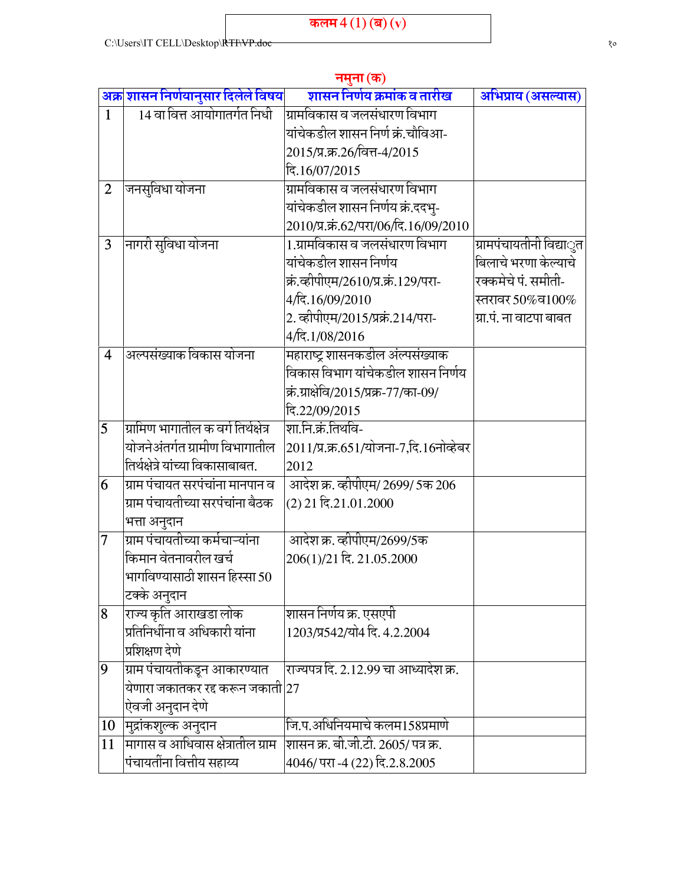**कलम 4 (1) (ब) (v)**

**नमुना (क)**

| अक्र | शासन निर्णयानुसार दिलेले विषय | शासन निर्णय क्रमांक व तारीख | अभिप्राय (असल्यास) |
|---|---|---|---|
| 1 | 14 वा वित्त आयोगातर्गत निधी | ग्रामविकास व जलसंधारण विभाग यांचेकडील शासन निर्ण क्रं.चौविआ-2015/प्र.क्र.26/वित्त-4/2015 दि.16/07/2015 | |
| 2 | जनसुविधा योजना | ग्रामविकास व जलसंधारण विभाग यांचेकडील शासन निर्णय क्रं.ददभु-2010/प्र.क्रं.62/परा/06/दि.16/09/2010 | |
| 3 | नागरी सुविधा योजना | 1.ग्रामविकास व जलसंधारण विभाग यांचेकडील शासन निर्णय क्रं.व्हीपीएम/2610/प्र.क्रं.129/परा-4/दि.16/09/2010 2. व्हीपीएम/2015/प्रक्रं.214/परा-4/दि.1/08/2016 | ग्रामपंचायतीनी विद्युत बिलाचे भरणा केल्याचे रक्कमेचे पं. समीती-स्तरावर 50%व100% ग्रा.पं. ना वाटपा बाबत |
| 4 | अल्पसंख्याक विकास योजना | महाराष्ट्र शासनकडील अंल्पसंख्याक विकास विभाग यांचेकडील शासन निर्णय क्रं.ग्राक्षेवि/2015/प्रक्र-77/का-09/ दि.22/09/2015 | |
| 5 | ग्रामिण भागातील क वर्ग तिर्थक्षेत्र योजनेअंतर्गत ग्रामीण विभागातील तिर्थक्षेत्रे यांच्या विकासाबाबत. | शा.नि.क्रं.तिथवि-2011/प्र.क्र.651/योजना-7,दि.16नोव्हेबर 2012 | |
| 6 | ग्राम पंचायत सरपंचांना मानपान व ग्राम पंचायतीच्या सरपंचांना बैठक भत्ता अनुदान | आदेश क्र. व्हीपीएम/ 2699/ 5क 206 (2) 21 दि.21.01.2000 | |
| 7 | ग्राम पंचायतीच्या कर्मचाऱ्यांना किमान वेतनावरील खर्च भागविण्यासाठी शासन हिस्सा 50 टक्के अनुदान | आदेश क्र. व्हीपीएम/2699/5क 206(1)/21 दि. 21.05.2000 | |
| 8 | राज्य कृति आराखडा लोक प्रतिनिधींना व अधिकारी यांना प्रशिक्षण देणे | शासन निर्णय क्र. एसएपी 1203/प्र542/यो4 दि. 4.2.2004 | |
| 9 | ग्राम पंचायतीकडून आकारण्यात येणारा जकातकर रद्द करून जकाती ऐवजी अनुदान देणे | राज्यपत्र दि. 2.12.99 चा आध्यादेश क्र. 27 | |
| 10 | मुद्रांकशुल्क अनुदान | जि.प.अधिनियमाचे कलम158प्रमाणे | |
| 11 | मागास व आधिवास क्षेत्रातील ग्राम पंचायतींना वित्तीय सहाय्य | शासन क्र. बी.जी.टी. 2605/ पत्र क्र. 4046/ परा -4 (22) दि.2.8.2005 | |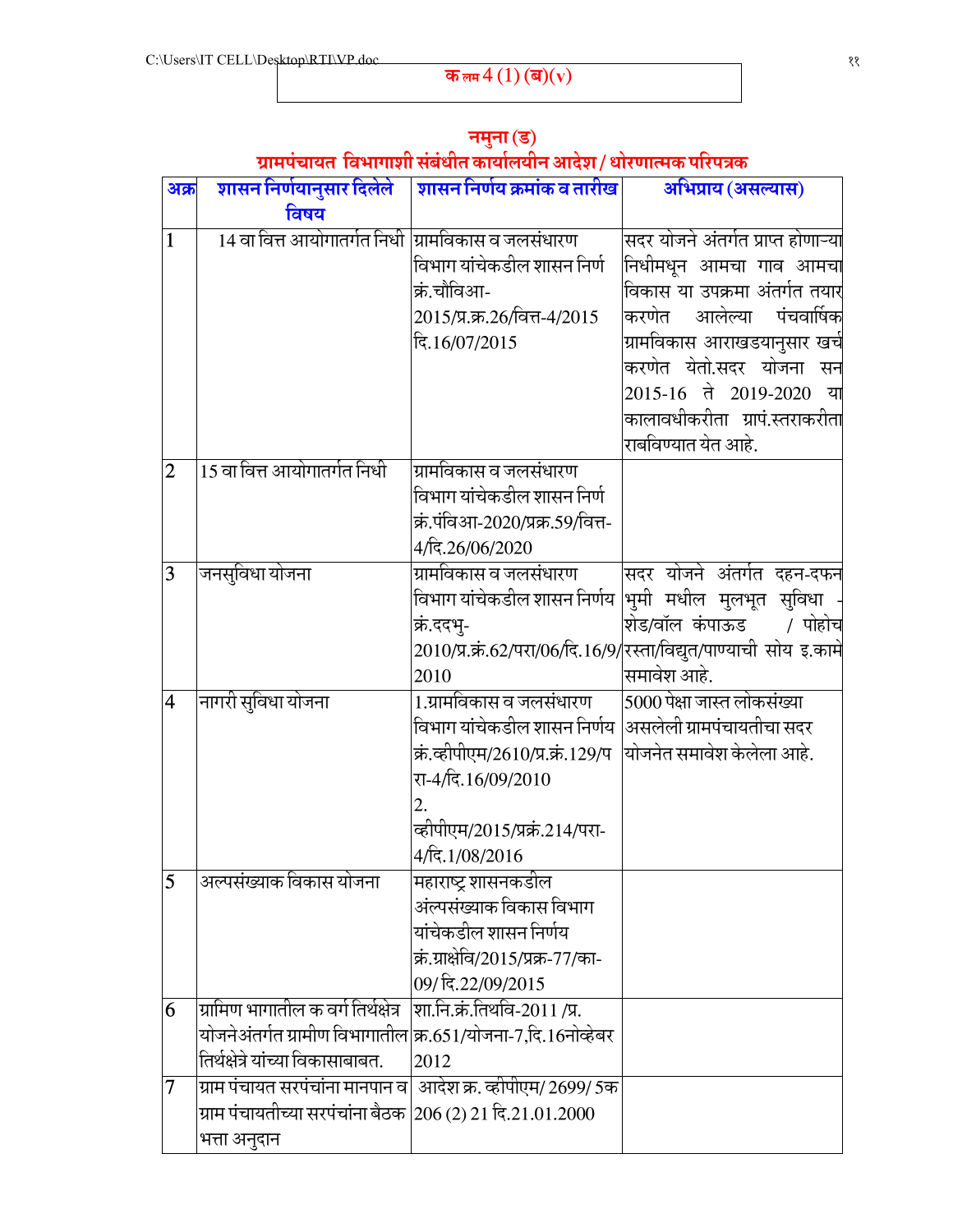कलम 4 (1) (ब)(v)

## नमुना (ड)

## ग्रामपंचायत विभागाशी संबंधीत कार्यालयीन आदेश / धोरणात्मक परिपत्रक

| अक्र | शासन निर्णयानुसार दिलेले विषय | शासन निर्णय क्रमांक व तारीख | अभिप्राय (असल्यास) |
|---|---|---|---|
| 1 | 14 वा वित्त आयोगातर्गत निधी | ग्रामविकास व जलसंधारण विभाग यांचेकडील शासन निर्ण क्रं.चौविआ-2015/प्र.क्र.26/वित्त-4/2015 दि.16/07/2015 | सदर योजने अंतर्गत प्राप्त होणाऱ्या निधीमधून आमचा गाव आमचा विकास या उपक्रमा अंतर्गत तयार करणेत आलेल्या पंचवार्षिक ग्रामविकास आराखडयानुसार खर्च करणेत येतो.सदर योजना सन 2015-16 ते 2019-2020 या कालावधीकरीता ग्रापं.स्तराकरीता राबविण्यात येत आहे. |
| 2 | 15 वा वित्त आयोगातर्गत निधी | ग्रामविकास व जलसंधारण विभाग यांचेकडील शासन निर्ण क्रं.पंविआ-2020/प्रक्र.59/वित्त-4/दि.26/06/2020 | |
| 3 | जनसुविधा योजना | ग्रामविकास व जलसंधारण विभाग यांचेकडील शासन निर्णय क्रं.ददभु-2010/प्र.क्रं.62/परा/06/दि.16/9/2010 | सदर योजने अंतर्गत दहन-दफन भुमी मधील मुलभूत सुविधा - शेड/वॉल कंपाऊड / पोहोच रस्ता/विद्युत/पाण्याची सोय इ.कामे समावेश आहे. |
| 4 | नागरी सुविधा योजना | 1.ग्रामविकास व जलसंधारण विभाग यांचेकडील शासन निर्णय क्रं.व्हीपीएम/2610/प्र.क्रं.129/परा-4/दि.16/09/2010<br>2. व्हीपीएम/2015/प्रक्रं.214/परा-4/दि.1/08/2016 | 5000 पेक्षा जास्त लोकसंख्या असलेली ग्रामपंचायतीचा सदर योजनेत समावेश केलेला आहे. |
| 5 | अल्पसंख्याक विकास योजना | महाराष्ट्र शासनकडील अंल्पसंख्याक विकास विभाग यांचेकडील शासन निर्णय क्रं.ग्राक्षेवि/2015/प्रक्र-77/का-09/ दि.22/09/2015 | |
| 6 | ग्रामिण भागातील क वर्ग तिर्थक्षेत्र योजनेअंतर्गत ग्रामीण विभागातील तिर्थक्षेत्रे यांच्या विकासाबाबत. | शा.नि.क्रं.तिथवि-2011 /प्र.क्र.651/योजना-7,दि.16नोव्हेबर 2012 | |
| 7 | ग्राम पंचायत सरपंचांना मानपान व ग्राम पंचायतीच्या सरपंचांना बैठक भत्ता अनुदान | आदेश क्र. व्हीपीएम/ 2699/ 5क 206 (2) 21 दि.21.01.2000 | |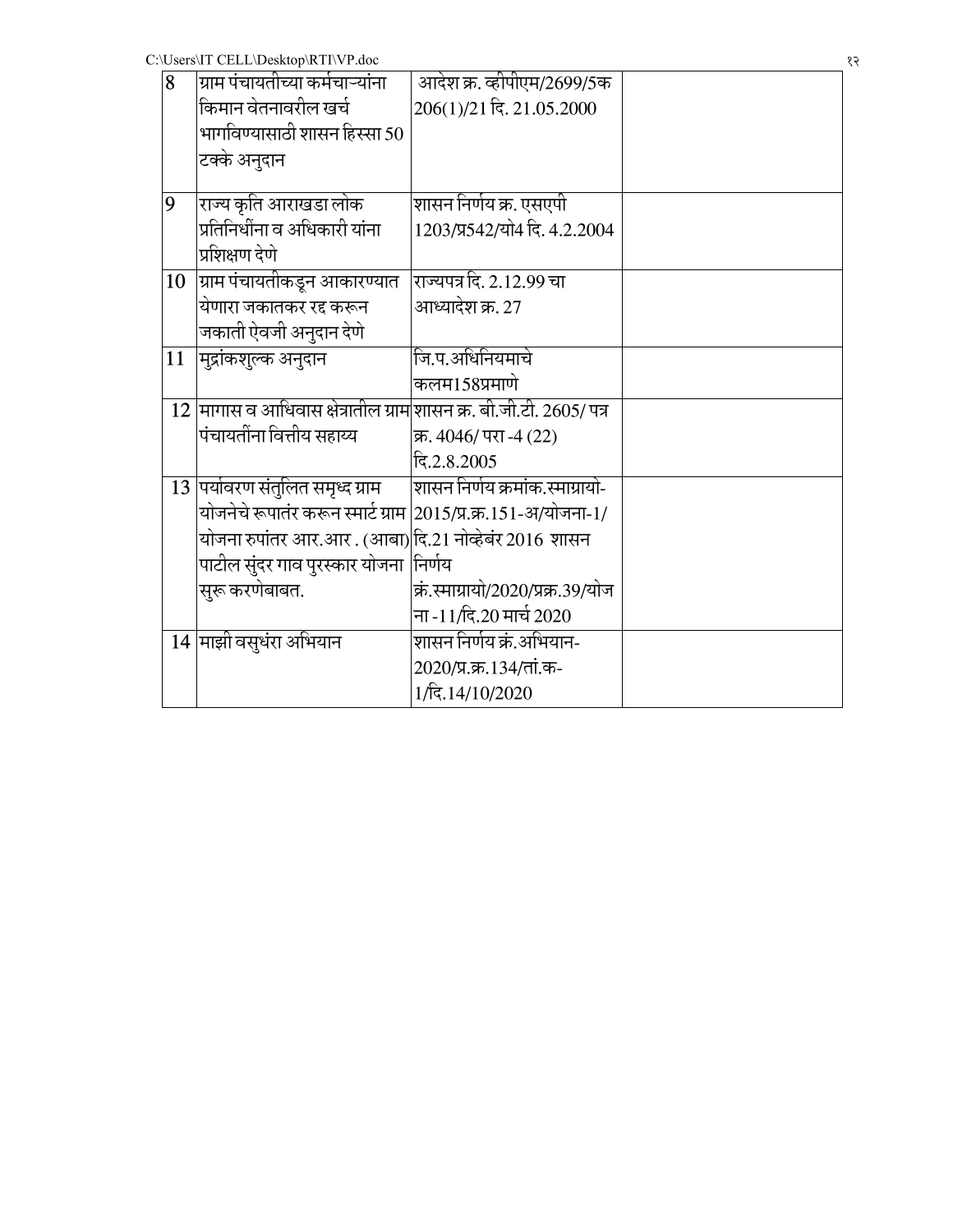| 8 | ग्राम पंचायतीच्या कर्मचाऱ्यांना किमान वेतनावरील खर्च भागविण्यासाठी शासन हिस्सा 50 टक्के अनुदान | आदेश क्र. व्हीपीएम/2699/5क 206(1)/21 दि. 21.05.2000 | |
|---|---|---|---|
| 9 | राज्य कृति आराखडा लोक प्रतिनिधींना व अधिकारी यांना प्रशिक्षण देणे | शासन निर्णय क्र. एसएपी 1203/प्र542/यो4 दि. 4.2.2004 | |
| 10 | ग्राम पंचायतीकडून आकारण्यात येणारा जकातकर रद्द करून जकाती ऐवजी अनुदान देणे | राज्यपत्र दि. 2.12.99 चा आध्यादेश क्र. 27 | |
| 11 | मुद्रांकशुल्क अनुदान | जि.प.अधिनियमाचे कलम158प्रमाणे | |
| 12 | मागास व आधिवास क्षेत्रातील ग्राम पंचायतींना वित्तीय सहाय्य | शासन क्र. बी.जी.टी. 2605/ पत्र क्र. 4046/ परा -4 (22) दि.2.8.2005 | |
| 13 | पर्यावरण संतुलित समृध्द ग्राम योजनेचे रूपातंर करून स्मार्ट ग्राम योजना रुपांतर आर.आर . (आबा) पाटील सुंदर गाव पुरस्कार योजना सुरू करणेबाबत. | शासन निर्णय क्रमांक.स्माग्रायो-2015/प्र.क्र.151-अ/योजना-1/ दि.21 नोव्हेंबर 2016 शासन निर्णय क्रं.स्माग्रायो/2020/प्रक्र.39/योजना -11/दि.20 मार्च 2020 | |
| 14 | माझी वसुधंरा अभियान | शासन निर्णय क्रं.अभियान-2020/प्र.क्र.134/तां.क-1/दि.14/10/2020 | |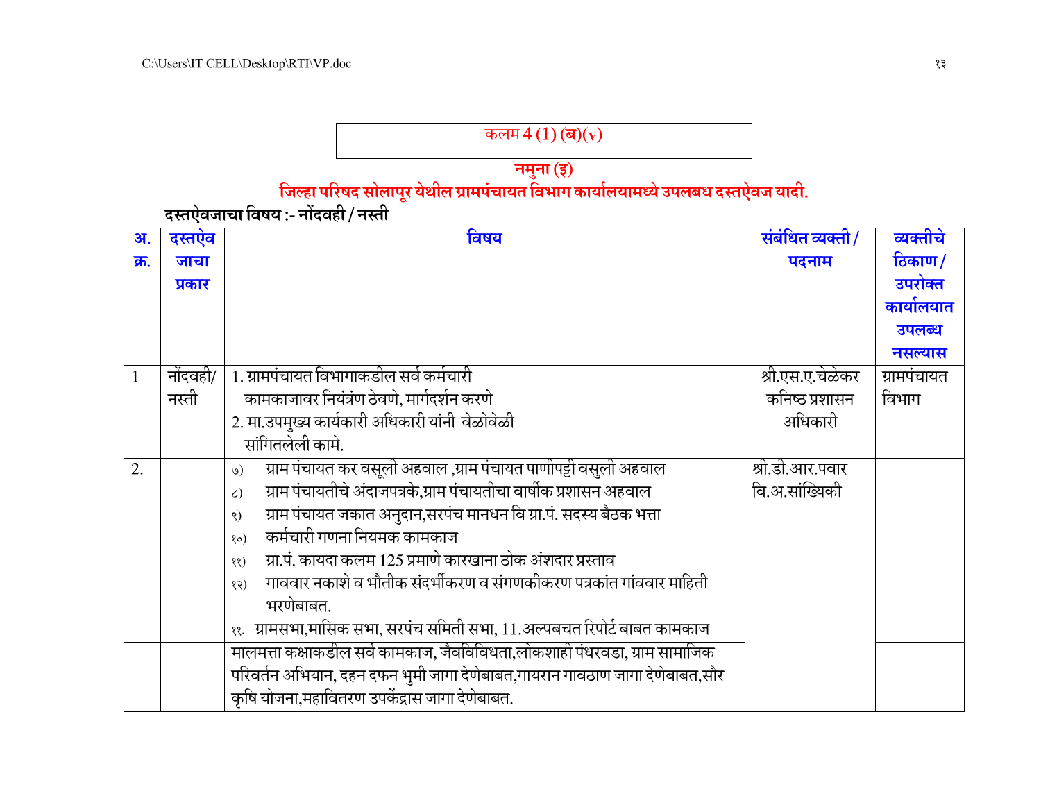| कलम 4 (1) (ब)(v) |
|---|

**नमुना (इ)**

**जिल्हा परिषद सोलापूर येथील ग्रामपंचायत विभाग कार्यालयामध्ये उपलबध दस्तऐवज यादी.**

**दस्तऐवजाचा विषय :- नोंदवही / नस्ती**

| अ. क्र. | दस्तऐव जाचा प्रकार | विषय | संबंधित व्यक्ती / पदनाम | व्यक्तीचे ठिकाण / उपरोक्त कार्यालयात उपलब्ध नसल्यास |
|---|---|---|---|---|
| 1 | नोंदवही/ नस्ती | 1. ग्रामपंचायत विभागाकडील सर्व कर्मचारी कामकाजावर नियंत्रंण ठेवणे, मार्गदर्शन करणे<br>2. मा.उपमुख्य कार्यकारी अधिकारी यांनी वेळोवेळी सांगितलेली कामे. | श्री.एस.ए.चेळेकर कनिष्ठ प्रशासन अधिकारी | ग्रामपंचायत विभाग |
| 2. | | ७) ग्राम पंचायत कर वसूली अहवाल ,ग्राम पंचायत पाणीपट्टी वसुली अहवाल<br>८) ग्राम पंचायतीचे अंदाजपत्रके,ग्राम पंचायतीचा वार्षीक प्रशासन अहवाल<br>९) ग्राम पंचायत जकात अनुदान,सरपंच मानधन वि ग्रा.पं. सदस्य बैठक भत्ता<br>१०) कर्मचारी गणना नियमक कामकाज<br>११) ग्रा.पं. कायदा कलम 125 प्रमाणे कारखाना ठोक अंशदार प्रस्ताव<br>१२) गाववार नकाशे व भौतीक संदर्भीकरण व संगणकीकरण पत्रकांत गांववार माहिती भरणेबाबत.<br>११. ग्रामसभा,मासिक सभा, सरपंच समिती सभा, 11.अल्पबचत रिपोर्ट बाबत कामकाज | श्री.डी.आर.पवार वि.अ.सांख्यिकी | |
| | | मालमत्ता कक्षाकडील सर्व कामकाज, जैवविविधता,लोकशाही पंधरवडा, ग्राम सामाजिक परिवर्तन अभियान, दहन दफन भुमी जागा देणेबाबत,गायरान गावठाण जागा देणेबाबत,सौर कृषि योजना,महावितरण उपकेंद्रास जागा देणेबाबत. | | |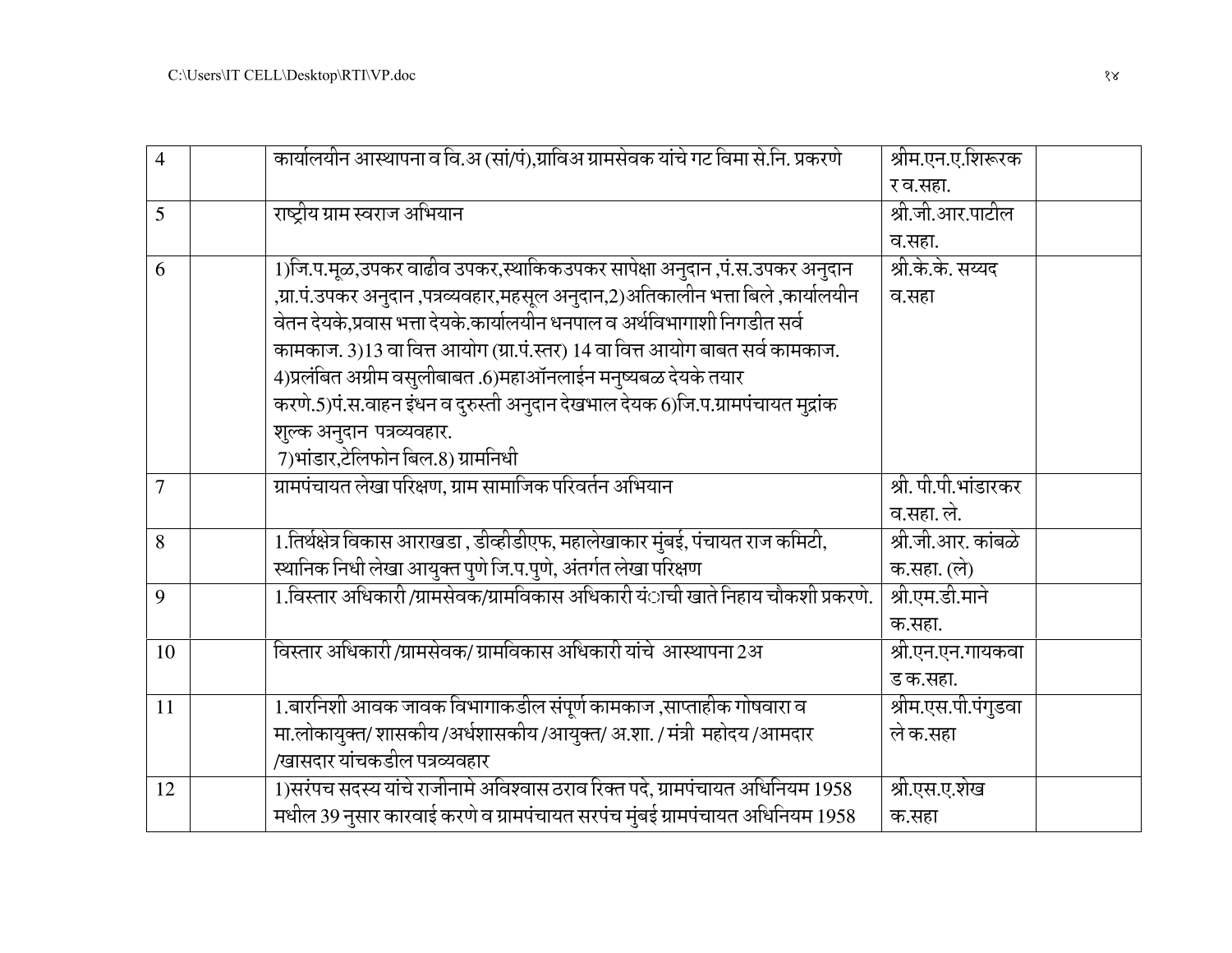| 4 | | कार्यालयीन आस्थापना व वि.अ (सां/पं),ग्राविअ ग्रामसेवक यांचे गट विमा से.नि. प्रकरणे | श्रीम.एन.ए.शिरूरकर व.सहा. | |
|---|---|---|---|---|
| 5 | | राष्ट्रीय ग्राम स्वराज अभियान | श्री.जी.आर.पाटील व.सहा. | |
| 6 | | 1)जि.प.मूळ,उपकर वाढीव उपकर,स्थाकिकउपकर सापेक्षा अनुदान ,पं.स.उपकर अनुदान ,ग्रा.पं.उपकर अनुदान ,पत्रव्यवहार,महसूल अनुदान,2)अतिकालीन भत्ता बिले ,कार्यालयीन वेतन देयके,प्रवास भत्ता देयके.कार्यालयीन धनपाल व अर्थविभागाशी निगडीत सर्व कामकाज. 3)13 वा वित्त आयोग (ग्रा.पं.स्तर) 14 वा वित्त आयोग बाबत सर्व कामकाज. 4)प्रलंबित अग्रीम वसुलीबाबत .6)महाऑनलाईन मनुष्यबळ देयके तयार करणे.5)पं.स.वाहन इंधन व दुरुस्ती अनुदान देखभाल देयक 6)जि.प.ग्रामपंचायत मुद्रांक शुल्क अनुदान पत्रव्यवहार. 7)भांडार,टेलिफोन बिल.8) ग्रामनिधी | श्री.के.के. सय्यद व.सहा | |
| 7 | | ग्रामपंचायत लेखा परिक्षण, ग्राम सामाजिक परिवर्तन अभियान | श्री. पी.पी.भांडारकर व.सहा. ले. | |
| 8 | | 1.तिर्थक्षेत्र विकास आराखडा , डीव्हीडीएफ, महालेखाकार मुंबई, पंचायत राज कमिटी, स्थानिक निधी लेखा आयुक्त पुणे जि.प.पुणे, अंतर्गत लेखा परिक्षण | श्री.जी.आर. कांबळे क.सहा. (ले) | |
| 9 | | 1.विस्तार अधिकारी /ग्रामसेवक/ग्रामविकास अधिकारी यंाची खाते निहाय चौकशी प्रकरणे. | श्री.एम.डी.माने क.सहा. | |
| 10 | | विस्तार अधिकारी /ग्रामसेवक/ ग्रामविकास अधिकारी यांचे आस्थापना 2अ | श्री.एन.एन.गायकवाड क.सहा. | |
| 11 | | 1.बारनिशी आवक जावक विभागाकडील संपूर्ण कामकाज ,साप्ताहीक गोषवारा व मा.लोकायुक्त/ शासकीय /अर्धशासकीय /आयुक्त/ अ.शा. / मंत्री महोदय /आमदार /खासदार यांचकडील पत्रव्यवहार | श्रीम.एस.पी.पंगुडवाले क.सहा | |
| 12 | | 1)सरंपच सदस्य यांचे राजीनामे अविश्वास ठराव रिक्त पदे, ग्रामपंचायत अधिनियम 1958 मधील 39 नुसार कारवाई करणे व ग्रामपंचायत सरपंच मुंबई ग्रामपंचायत अधिनियम 1958 | श्री.एस.ए.शेख क.सहा | |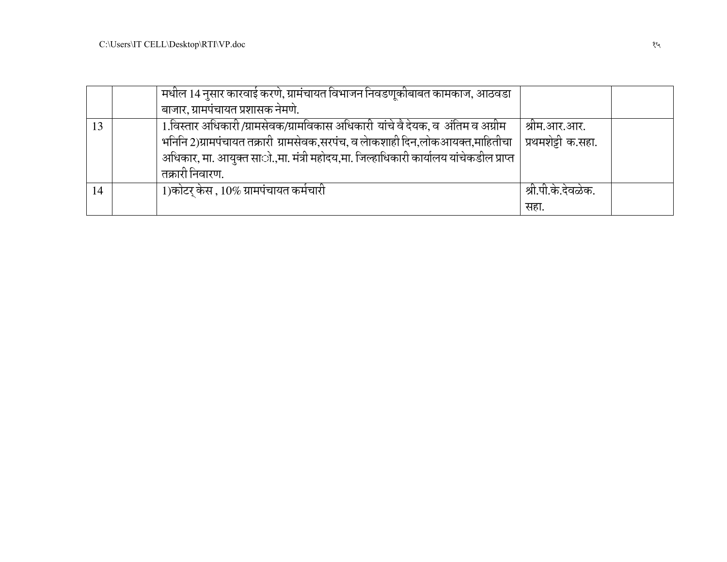| | | | | |
|---|---|---|---|---|
| | | मधील 14 नुसार कारवाई करणे, ग्रामंचायत विभाजन निवडणूकीबाबत कामकाज, आठवडा बाजार, ग्रामपंचायत प्रशासक नेमणे. | | |
| 13 | | 1.विस्तार अधिकारी /ग्रामसेवक/ग्रामविकास अधिकारी यांचे वै देयक, व अंतिम व अग्रीम भनिनि 2)ग्रामपंचायत तक्रारी ग्रामसेवक,सरपंच, व लोकशाही दिन,लोकआयक्त,माहितीचा अधिकार, मा. आयुक्त साो.,मा. मंत्री महोदय,मा. जिल्हाधिकारी कार्यालय यांचेकडील प्राप्त तक्रारी निवारण. | श्रीम.आर.आर. प्रथमशेट्टी क.सहा. | |
| 14 | | 1)कोटर् केस , 10% ग्रामपंचायत कर्मचारी | श्री.पी.के.देवळेक. सहा. | |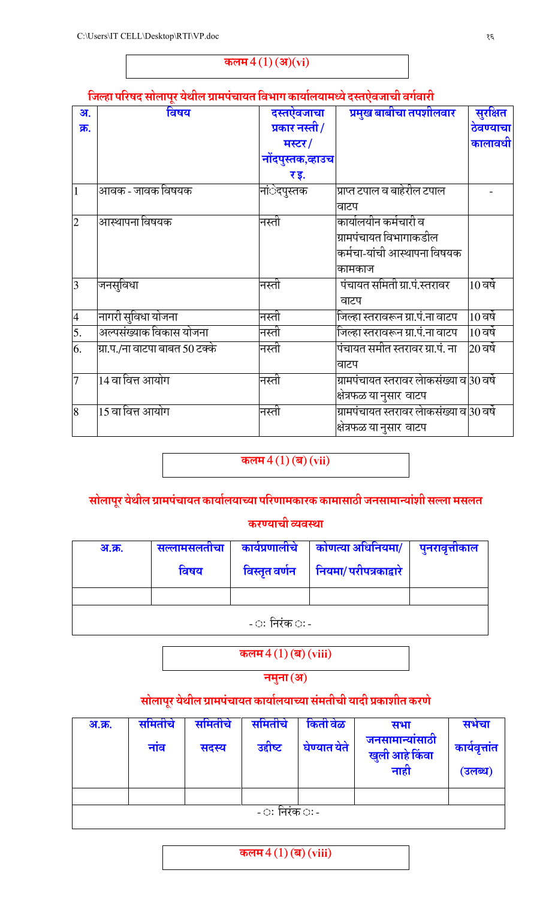## कलम 4 (1) (अ)(vi)

### जिल्हा परिषद सोलापूर येथील ग्रामपंचायत विभाग कार्यालयामध्ये दस्तऐवजाची वर्गवारी

| अ. क्र. | विषय | दस्तऐवजाचा प्रकार नस्ती / मस्टर / नोंदपुस्तक,व्हाउचर इ. | प्रमुख बाबीचा तपशीलवार | सुरक्षित ठेवण्याचा कालावधी |
|---|---|---|---|---|
| 1 | आवक - जावक विषयक | नोंदपुस्तक | प्राप्त टपाल व बाहेरील टपाल वाटप | - |
| 2 | आस्थापना विषयक | नस्ती | कार्यालयीन कर्मचारी व ग्रामपंचायत विभागाकडील कर्मचा-यांची आस्थापना विषयक कामकाज | |
| 3 | जनसुविधा | नस्ती | पंचायत समिती ग्रा.पं.स्तरावर वाटप | 10 वर्षे |
| 4 | नागरी सुविधा योजना | नस्ती | जिल्हा स्तरावरून ग्रा.पं.ना वाटप | 10 वर्षे |
| 5. | अल्पसंख्याक विकास योजना | नस्ती | जिल्हा स्तरावरून ग्रा.पं.ना वाटप | 10 वर्षे |
| 6. | ग्रा.प./ना वाटपा बाबत 50 टक्के | नस्ती | पंचायत समीत स्तरावर ग्रा.पं. ना वाटप | 20 वर्षे |
| 7 | 14 वा वित्त आयोग | नस्ती | ग्रामपंचायत स्तरावर लोकसंख्या व क्षेत्रफळ या नुसार वाटप | 30 वर्षे |
| 8 | 15 वा वित्त आयोग | नस्ती | ग्रामपंचायत स्तरावर लोकसंख्या व क्षेत्रफळ या नुसार वाटप | 30 वर्षे |

## कलम 4 (1) (ब) (vii)

### सोलापूर येथील ग्रामपंचायत कार्यालयाच्या परिणामकारक कामासाठी जनसामान्यांशी सल्ला मसलत करण्याची व्यवस्था

| अ.क्र. | सल्लामसलतीचा विषय | कार्यप्रणालीचे विस्तृत वर्णन | कोणत्या अधिनियमा/ नियमा/ परीपत्रकाद्वारे | पुनरावृत्तीकाल |
|---|---|---|---|---|
| | | | | |
| - : निरंक : - | | | | |

## कलम 4 (1) (ब) (viii)

### नमुना (अ)

### सोलापूर येथील ग्रामपंचायत कार्यालयाच्या संमतीची यादी प्रकाशीत करणे

| अ.क्र. | समितीचे नांव | समितीचे सदस्य | समितीचे उद्दीष्ट | किती वेळ घेण्यात येते | सभा जनसामान्यांसाठी खुली आहे किंवा नाही | सभेचा कार्यवृत्तांत (उलब्ध) |
|---|---|---|---|---|---|---|
| | | | | | | |
| - : निरंक : - | | | | | | |

## कलम 4 (1) (ब) (viii)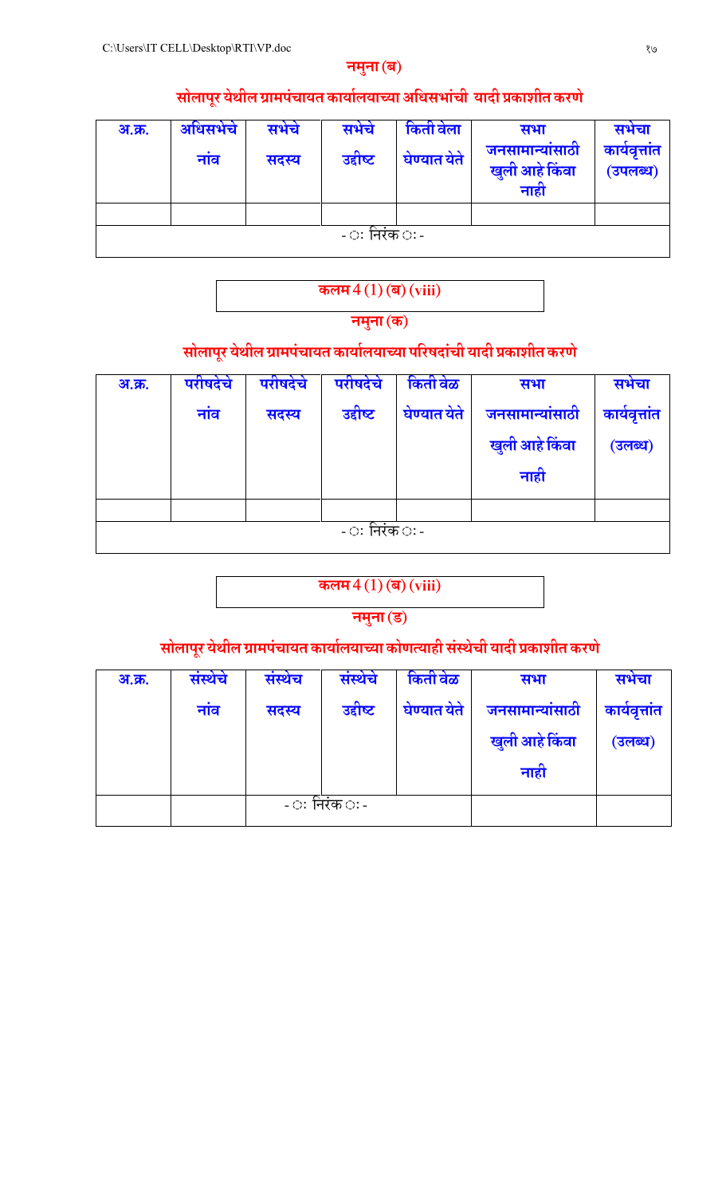## नमुना (ब)

### सोलापूर येथील ग्रामपंचायत कार्यालयाच्या अधिसभांची यादी प्रकाशीत करणे

| अ.क्र. | अधिसभेचे नांव | सभेचे सदस्य | सभेचे उद्दीष्ट | किती वेला घेण्यात येते | सभा जनसामान्यांसाठी खुली आहे किंवा नाही | सभेचा कार्यवृत्तांत (उपलब्ध) |
|---|---|---|---|---|---|---|
| | | | | | | |
| -ः निरंक ः- | | | | | | |

**कलम 4 (1) (ब) (viii)**

## नमुना (क)

### सोलापूर येथील ग्रामपंचायत कार्यालयाच्या परिषदांची यादी प्रकाशीत करणे

| अ.क्र. | परीषदेचे नांव | परीषदेचे सदस्य | परीषदेचे उद्दीष्ट | किती वेळ घेण्यात येते | सभा जनसामान्यांसाठी खुली आहे किंवा नाही | सभेचा कार्यवृत्तांत (उलब्ध) |
|---|---|---|---|---|---|---|
| | | | | | | |
| -ः निरंक ः- | | | | | | |

**कलम 4 (1) (ब) (viii)**

## नमुना (ड)

### सोलापूर येथील ग्रामपंचायत कार्यालयाच्या कोणत्याही संस्थेची यादी प्रकाशीत करणे

| अ.क्र. | संस्थेचे नांव | संस्थेच सदस्य | संस्थेचे उद्दीष्ट | किती वेळ घेण्यात येते | सभा जनसामान्यांसाठी खुली आहे किंवा नाही | सभेचा कार्यवृत्तांत (उलब्ध) |
|---|---|---|---|---|---|---|
| | | -ः निरंक ः- | | | | |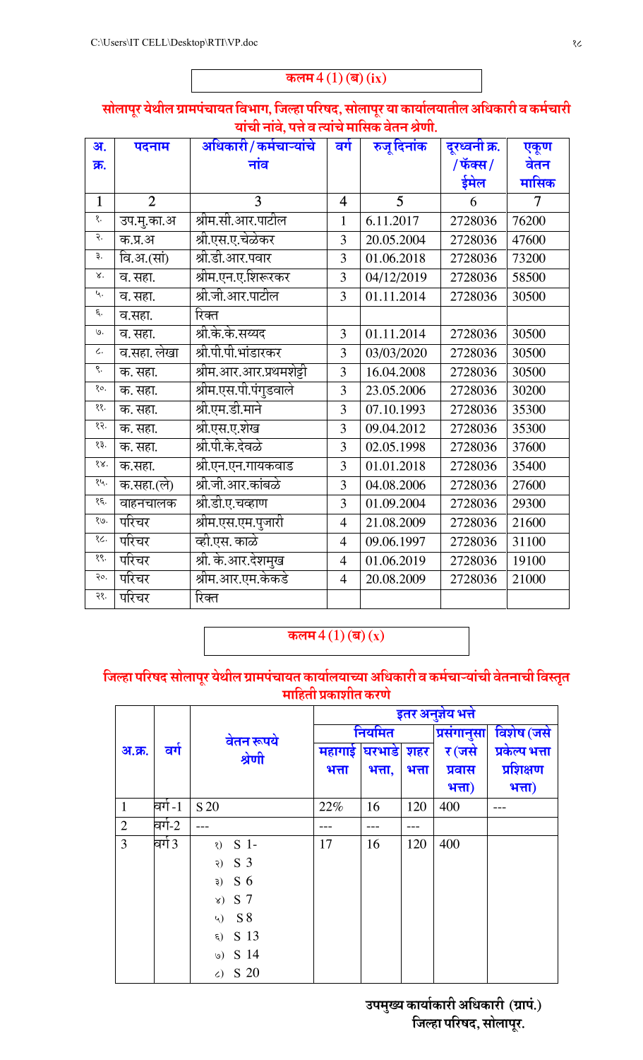**कलम 4 (1) (ब) (ix)**

## सोलापूर येथील ग्रामपंचायत विभाग, जिल्हा परिषद, सोलापूर या कार्यालयातील अधिकारी व कर्मचारी यांची नांवे, पत्ते व त्यांचे मासिक वेतन श्रेणी.

| अ. क्र. | पदनाम | अधिकारी / कर्मचाऱ्यांचे नांव | वर्ग | रुजू दिनांक | दूरध्वनी क्र. / फॅक्स / ईमेल | एकूण वेतन मासिक |
|---|---|---|---|---|---|---|
| 1 | 2 | 3 | 4 | 5 | 6 | 7 |
| १. | उप.मु.का.अ | श्रीम.सी.आर.पाटील | 1 | 6.11.2017 | 2728036 | 76200 |
| २. | क.प्र.अ | श्री.एस.ए.चेळेकर | 3 | 20.05.2004 | 2728036 | 47600 |
| ३. | वि.अ.(सां) | श्री.डी.आर.पवार | 3 | 01.06.2018 | 2728036 | 73200 |
| ४. | व. सहा. | श्रीम.एन.ए.शिरूरकर | 3 | 04/12/2019 | 2728036 | 58500 |
| ५. | व. सहा. | श्री.जी.आर.पाटील | 3 | 01.11.2014 | 2728036 | 30500 |
| ६. | व.सहा. | रिक्त | | | | |
| ७. | व. सहा. | श्री.के.के.सय्यद | 3 | 01.11.2014 | 2728036 | 30500 |
| ८. | व.सहा. लेखा | श्री.पी.पी.भांडारकर | 3 | 03/03/2020 | 2728036 | 30500 |
| ९. | क. सहा. | श्रीम.आर.आर.प्रथमशेट्टी | 3 | 16.04.2008 | 2728036 | 30500 |
| १०. | क. सहा. | श्रीम.एस.पी.पंगुडवाले | 3 | 23.05.2006 | 2728036 | 30200 |
| ११. | क. सहा. | श्री.एम.डी.माने | 3 | 07.10.1993 | 2728036 | 35300 |
| १२. | क. सहा. | श्री.एस.ए.शेख | 3 | 09.04.2012 | 2728036 | 35300 |
| १३. | क. सहा. | श्री.पी.के.देवळे | 3 | 02.05.1998 | 2728036 | 37600 |
| १४. | क.सहा. | श्री.एन.एन.गायकवाड | 3 | 01.01.2018 | 2728036 | 35400 |
| १५. | क.सहा.(ले) | श्री.जी.आर.कांबळे | 3 | 04.08.2006 | 2728036 | 27600 |
| १६. | वाहनचालक | श्री.डी.ए.चव्हाण | 3 | 01.09.2004 | 2728036 | 29300 |
| १७. | परिचर | श्रीम.एस.एम.पुजारी | 4 | 21.08.2009 | 2728036 | 21600 |
| १८. | परिचर | व्ही.एस. काळे | 4 | 09.06.1997 | 2728036 | 31100 |
| १९. | परिचर | श्री. के.आर.देशमुख | 4 | 01.06.2019 | 2728036 | 19100 |
| २०. | परिचर | श्रीम.आर.एम.केकडे | 4 | 20.08.2009 | 2728036 | 21000 |
| २१. | परिचर | रिक्त | | | | |

**कलम 4 (1) (ब) (x)**

## जिल्हा परिषद सोलापूर येथील ग्रामपंचायत कार्यालयाच्या अधिकारी व कर्मचाऱ्यांची वेतनाची विस्तृत माहिती प्रकाशीत करणे

| अ.क्र. | वर्ग | वेतन रूपये श्रेणी | इतर अनुज्ञेय भत्ते | | | | |
|---|---|---|---|---|---|---|---|
| | | | नियमित | | | प्रसंगानुसार (जसे प्रवास भत्ता) | विशेष (जसे प्रकेल्प भत्ता प्रशिक्षण भत्ता) |
| | | | महागाई भत्ता | घरभाडे भत्ता, | शहर भत्ता | | |
| 1 | वर्ग-1 | S 20 | 22% | 16 | 120 | 400 | --- |
| 2 | वर्ग-2 | --- | --- | --- | --- | | |
| 3 | वर्ग 3 | १) S 1- २) S 3 ३) S 6 ४) S 7 ५) S 8 ६) S 13 ७) S 14 ८) S 20 | 17 | 16 | 120 | 400 | |

**उपमुख्य कार्याकारी अधिकारी (ग्रापं.)**
**जिल्हा परिषद, सोलापूर.**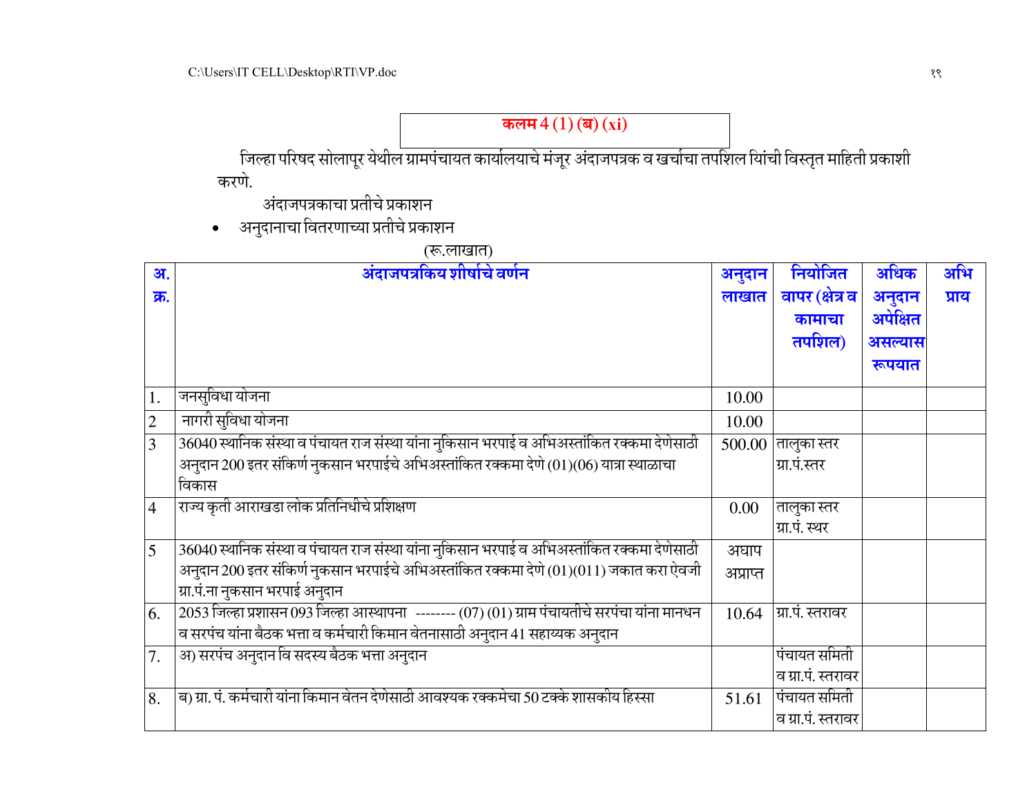## कलम 4 (1) (ब) (xi)

जिल्हा परिषद सोलापूर येथील ग्रामपंचायत कार्यालयाचे मंजूर अंदाजपत्रक व खर्चाचा तपशिल यिांची विस्तृत माहिती प्रकाशी करणे.

अंदाजपत्रकाचा प्रतीचे प्रकाशन

- अनुदानाचा वितरणाच्या प्रतीचे प्रकाशन

(रू.लाखात)

| अ. क्र. | अंदाजपत्रकिय शीर्षाचे वर्णन | अनुदान लाखात | नियोजित वापर (क्षेत्र व कामाचा तपशिल) | अधिक अनुदान अपेक्षित असल्यास रूपयात | अभिप्राय |
|---|---|---|---|---|---|
| 1. | जनसुविधा योजना | 10.00 | | | |
| 2 | नागरी सुविधा योजना | 10.00 | | | |
| 3 | 36040 स्थानिक संस्था व पंचायत राज संस्था यांना नुकिसान भरपाई व अभिअस्तांकित रक्कमा देणेसाठी अनुदान 200 इतर संकिर्ण नुकसान भरपाईचे अभिअस्तांकित रक्कमा देणे (01)(06) यात्रा स्थाळाचा विकास | 500.00 | तालुका स्तर ग्रा.पं.स्तर | | |
| 4 | राज्य कृती आराखडा लोक प्रतिनिधीचे प्रशिक्षण | 0.00 | तालुका स्तर ग्रा.पं. स्थर | | |
| 5 | 36040 स्थानिक संस्था व पंचायत राज संस्था यांना नुकिसान भरपाई व अभिअस्तांकित रक्कमा देणेसाठी अनुदान 200 इतर संकिर्ण नुकसान भरपाईचे अभिअस्तांकित रक्कमा देणे (01)(011) जकात करा ऐवजी ग्रा.पं.ना नुकसान भरपाई अनुदान | अद्याप अप्राप्त | | | |
| 6. | 2053 जिल्हा प्रशासन 093 जिल्हा आस्थापना -------- (07) (01) ग्राम पंचायतीचे सरपंचा यांना मानधन व सरपंच यांना बैठक भत्ता व कर्मचारी किमान वेतनासाठी अनुदान 41 सहाय्यक अनुदान | 10.64 | ग्रा.पं. स्तरावर | | |
| 7. | अ) सरपंच अनुदान वि सदस्य बैठक भत्ता अनुदान | | पंचायत समिती व ग्रा.पं. स्तरावर | | |
| 8. | ब) ग्रा. पं. कर्मचारी यांना किमान वेतन देणेसाठी आवश्यक रक्कमेचा 50 टक्के शासकीय हिस्सा | 51.61 | पंचायत समिती व ग्रा.पं. स्तरावर | | |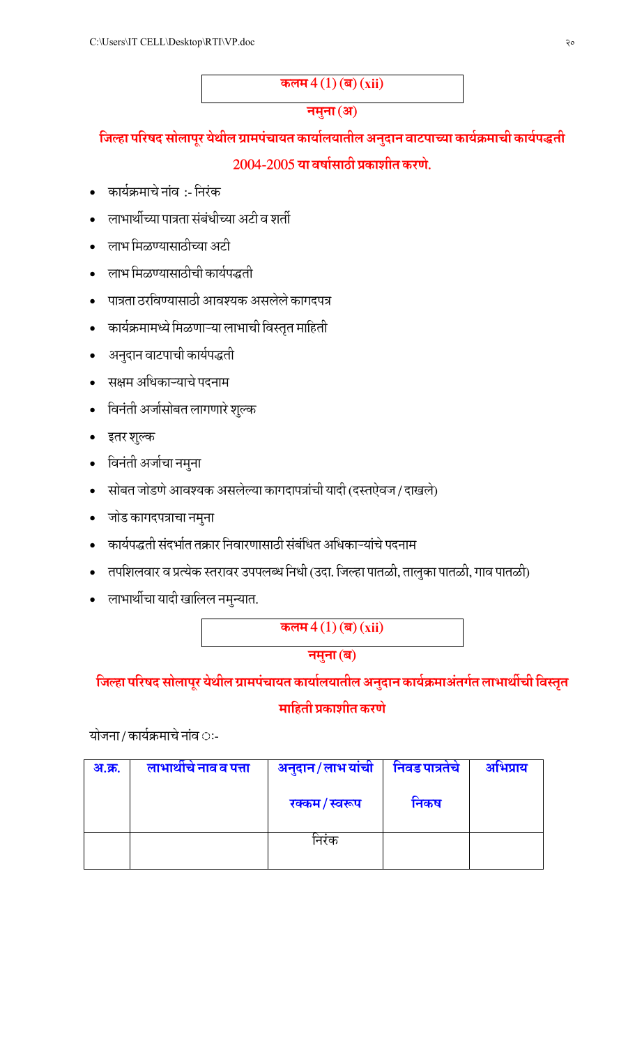**कलम 4 (1) (ब) (xii)**

**नमुना (अ)**

## जिल्हा परिषद सोलापूर येथील ग्रामपंचायत कार्यालयातील अनुदान वाटपाच्या कार्यक्रमाची कार्यपद्धती 2004-2005 या वर्षासाठी प्रकाशीत करणे.

- कार्यक्रमाचे नांव :- निरंक
- लाभार्थीच्या पात्रता संबंधीच्या अटी व शर्ती
- लाभ मिळण्यासाठीच्या अटी
- लाभ मिळण्यासाठीची कार्यपद्धती
- पात्रता ठरविण्यासाठी आवश्यक असलेले कागदपत्र
- कार्यक्रमामध्ये मिळणाऱ्या लाभाची विस्तृत माहिती
- अनुदान वाटपाची कार्यपद्धती
- सक्षम अधिकाऱ्याचे पदनाम
- विनंती अर्जासोबत लागणारे शुल्क
- इतर शुल्क
- विनंती अर्जाचा नमुना
- सोबत जोडणे आवश्यक असलेल्या कागदापत्रांची यादी (दस्तऐवज / दाखले)
- जोड कागदपत्राचा नमुना
- कार्यपद्धती संदर्भात तक्रार निवारणासाठी संबंधित अधिकाऱ्यांचे पदनाम
- तपशिलवार व प्रत्येक स्तरावर उपपलब्ध निधी (उदा. जिल्हा पातळी, तालुका पातळी, गाव पातळी)
- लाभार्थीचा यादी खालिल नमुन्यात.

**कलम 4 (1) (ब) (xii)**

**नमुना (ब)**

## जिल्हा परिषद सोलापूर येथील ग्रामपंचायत कार्यालयातील अनुदान कार्यक्रमाअंतर्गत लाभार्थीची विस्तृत माहिती प्रकाशीत करणे

योजना / कार्यक्रमाचे नांव ः:-

| अ.क्र. | लाभार्थीचे नाव व पत्ता | अनुदान / लाभ यांची रक्कम / स्वरूप | निवड पात्रतेचे निकष | अभिप्राय |
|---|---|---|---|---|
| | | निरंक | | |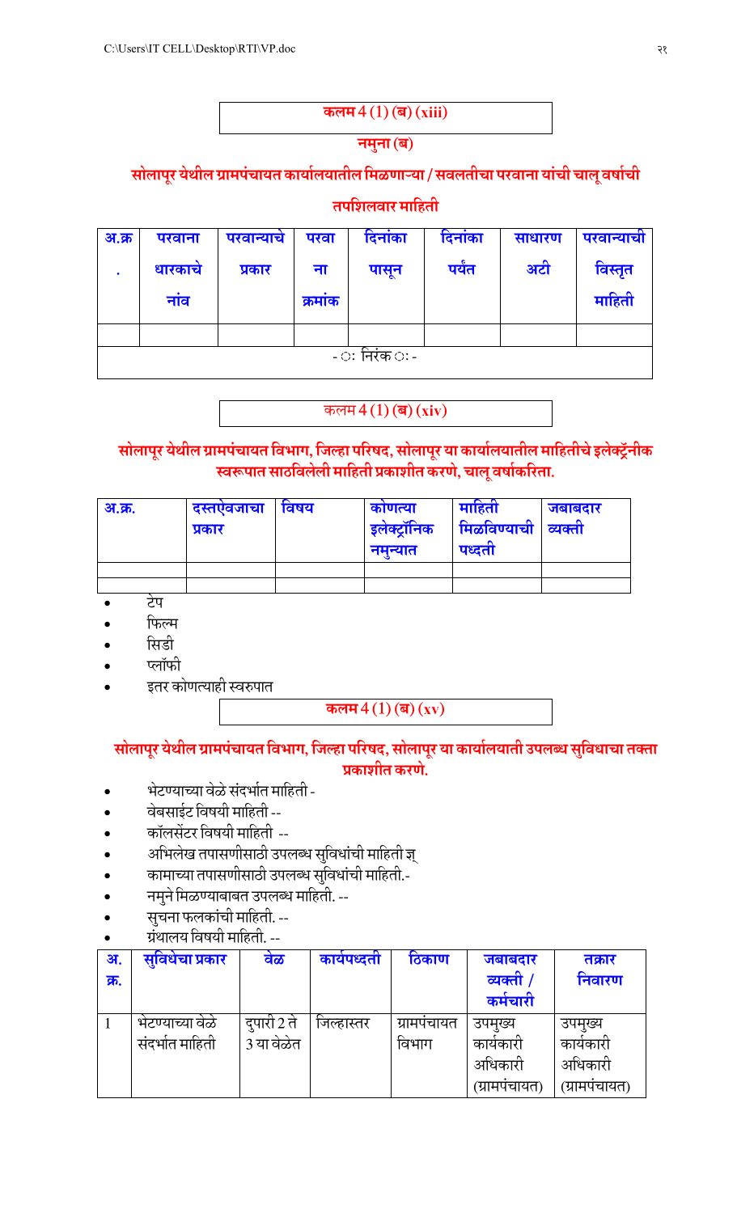**कलम 4 (1) (ब) (xiii)**

**नमुना (ब)**

## सोलापूर येथील ग्रामपंचायत कार्यालयातील मिळणाऱ्या / सवलतीचा परवाना यांची चालू वर्षाची तपशिलवार माहिती

| अ.क्र. | परवाना धारकाचे नांव | परवान्याचे प्रकार | परवाना क्रमांक | दिनांका पासून | दिनांका पर्यंत | साधारण अटी | परवान्याची विस्तृत माहिती |
|---|---|---|---|---|---|---|---|
| | | | | | | | |
| - ः निरंक ः - | | | | | | | |

कलम 4 (1) (ब) (xiv)

## सोलापूर येथील ग्रामपंचायत विभाग, जिल्हा परिषद, सोलापूर या कार्यालयातील माहितीचे इलेक्ट्रॅानीक स्वरूपात साठविलेली माहिती प्रकाशीत करणे, चालू वर्षाकरिता.

| अ.क्र. | दस्तऐवजाचा प्रकार | विषय | कोणत्या इलेक्ट्रॉनिक नमुन्यात | माहिती मिळविण्याची पध्दती | जबाबदार व्यक्ती |
|---|---|---|---|---|---|
| | | | | | |
| | | | | | |

- टेप
- फिल्म
- सिडी
- फ्लॉफी
- इतर कोणत्याही स्वरुपात

**कलम 4 (1) (ब) (xv)**

## सोलापूर येथील ग्रामपंचायत विभाग, जिल्हा परिषद, सोलापूर या कार्यालयाती उपलब्ध सुविधाचा तक्ता प्रकाशीत करणे.

- भेटण्याच्या वेळे संदर्भात माहिती -
- वेबसाईट विषयी माहिती --
- कॉलसेंटर विषयी माहिती --
- अभिलेख तपासणीसाठी उपलब्ध सुविधांची माहिती ज्
- कामाच्या तपासणीसाठी उपलब्ध सुविधांची माहिती.-
- नमुने मिळण्याबाबत उपलब्ध माहिती. --
- सुचना फलकांची माहिती. --
- ग्रंथालय विषयी माहिती. --

| अ. क्र. | सुविधेचा प्रकार | वेळ | कार्यपध्दती | ठिकाण | जबाबदार व्यक्ती / कर्मचारी | तक्रार निवारण |
|---|---|---|---|---|---|---|
| 1 | भेटण्याच्या वेळे संदर्भात माहिती | दुपारी 2 ते 3 या वेळेत | जिल्हास्तर | ग्रामपंचायत विभाग | उपमुख्य कार्यकारी अधिकारी (ग्रामपंचायत) | उपमुख्य कार्यकारी अधिकारी (ग्रामपंचायत) |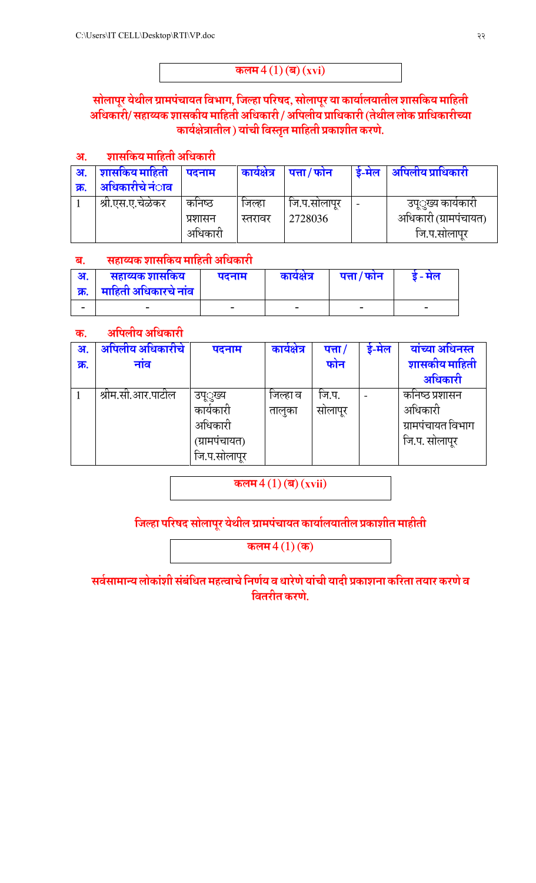**कलम 4 (1) (ब) (xvi)**

## सोलापूर येथील ग्रामपंचायत विभाग, जिल्हा परिषद, सोलापूर या कार्यालयातील शासकिय माहिती अधिकारी/ सहाय्यक शासकीय माहिती अधिकारी / अपिलीय प्राधिकारी (तेथील लोक प्राधिकारीच्या कार्यक्षेत्रातील ) यांची विस्तृत माहिती प्रकाशीत करणे.

### अ. शासकिय माहिती अधिकारी

| अ. क्र. | शासकिय माहिती अधिकारीचे नंाव | पदनाम | कार्यक्षेत्र | पत्ता / फोन | ई-मेल | अपिलीय प्राधिकारी |
|---|---|---|---|---|---|---|
| 1 | श्री.एस.ए.चेळेकर | कनिष्ठ प्रशासन अधिकारी | जिल्हा स्तरावर | जि.प.सोलापूर 2728036 | - | उपूमुख्य कार्यकारी अधिकारी (ग्रामपंचायत) जि.प.सोलापूर |

### ब. सहाय्यक शासकिय माहिती अधिकारी

| अ. क्र. | सहाय्यक शासकिय माहिती अधिकारचे नांव | पदनाम | कार्यक्षेत्र | पत्ता / फोन | ई - मेल |
|---|---|---|---|---|---|
| - | - | - | - | - | - |

### क. अपिलीय अधिकारी

| अ. क्र. | अपिलीय अधिकारीचे नांव | पदनाम | कार्यक्षेत्र | पत्ता / फोन | ई-मेल | यांच्या अधिनस्त शासकीय माहिती अधिकारी |
|---|---|---|---|---|---|---|
| 1 | श्रीम.सी.आर.पाटील | उपूमुख्य कार्यकारी अधिकारी (ग्रामपंचायत) जि.प.सोलापूर | जिल्हा व तालुका | जि.प. सोलापूर | - | कनिष्ठ प्रशासन अधिकारी ग्रामपंचायत विभाग जि.प. सोलापूर |

**कलम 4 (1) (ब) (xvii)**

## जिल्हा परिषद सोलापूर येथील ग्रामपंचायत कार्यालयातील प्रकाशीत माहीती

**कलम 4 (1) (क)**

## सर्वसामान्य लोकांशी संबंधित महत्वाचे निर्णय व धारेणे यांची यादी प्रकाशना करिता तयार करणे व वितरीत करणे.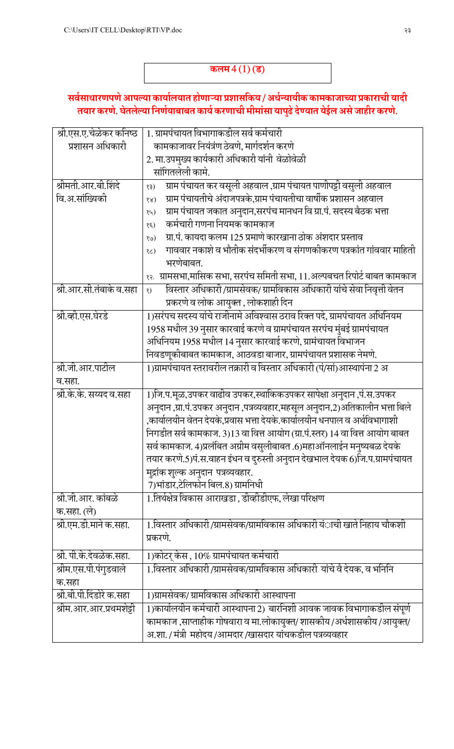## कलम 4 (1) (ड)

**सर्वसाधारणपणे आपल्या कार्यालयात होणाऱ्या प्रशासकिय / अर्धन्यायीक कामकाजाच्या प्रकाराची यादी तयार करणे. घेतलेल्या निर्णयाबाबत कार्य करणाची मीमांसा यापुढे देण्यात येईल असे जाहीर करणे.**

| | |
|---|---|
| श्री.एस.ए.चेळेकर कनिष्ठ प्रशासन अधिकारी | 1. ग्रामपंचायत विभागाकडील सर्व कर्मचारी कामकाजावर नियंत्रण ठेवणे, मार्गदर्शन करणे<br>2. मा.उपमुख्य कार्यकारी अधिकारी यांनी वेळोवेळी सांगितलेली कामे. |
| श्रीमती.आर.बी.शिंदे वि.अ.सांख्यिकी | १३) ग्राम पंचायत कर वसूली अहवाल ,ग्राम पंचायत पाणीपट्टी वसुली अहवाल<br>१४) ग्राम पंचायतीचे अंदाजपत्रके,ग्राम पंचायतीचा वार्षीक प्रशासन अहवाल<br>१५) ग्राम पंचायत जकात अनुदान,सरपंच मानधन वि ग्रा.पं. सदस्य बैठक भत्ता<br>१६) कर्मचारी गणना नियमक कामकाज<br>१७) ग्रा.पं. कायदा कलम 125 प्रमाणे कारखाना ठोक अंशदार प्रस्ताव<br>१८) गाववार नकाशे व भौतीक संदर्भीकरण व संगणकीकरण पत्रकांत गांववार माहिती भरणेबाबत.<br>१२. ग्रामसभा,मासिक सभा, सरपंच समिती सभा, 11.अल्पबचत रिपोर्ट बाबत कामकाज |
| श्री.आर.सी.तंबाके व.सहा | १) विस्तार अधिकारी /ग्रामसेवक/ ग्रामविकास अधिकारी यांचे सेवा निवृत्ती वेतन प्रकरणे व लोक आयुक्त , लोकशाही दिन |
| श्री.व्ही.एस.घेरडे | 1)सरंपच सदस्य यांचे राजीनामे अविश्वास ठराव रिक्त पदे, ग्रामपंचायत अधिनियम 1958 मधील 39 नुसार कारवाई करणे व ग्रामपंचायत सरपंच मुंबई ग्रामपंचायत अधिनियम 1958 मधील 14 नुसार कारवाई करणे, ग्रामंचायत विभाजन निवडणूकीबाबत कामकाज, आठवडा बाजार, ग्रामपंचायत प्रशासक नेमणे. |
| श्री.जी.आर.पाटील व.सहा. | 1)ग्रामपंचायत स्तरावरील तक्रारी व विस्तार अधिकारी (पं/सां) आस्थापंना 2 अ |
| श्री.के.के. सय्यद व.सहा | 1)जि.प.मूळ,उपकर वाढीव उपकर,स्थाकिकउपकर सापेक्षा अनुदान ,पं.स.उपकर अनुदान ,ग्रा.पं.उपकर अनुदान ,पत्रव्यवहार,महसूल अनुदान,2)अतिकालीन भत्ता बिले ,कार्यालयीन वेतन देयके,प्रवास भत्ता देयके.कार्यालयीन धनपाल व अर्थविभागाशी निगडीत सर्व कामकाज. 3)13 वा वित्त आयोग (ग्रा.पं.स्तर) 14 वा वित्त आयोग बाबत सर्व कामकाज. 4)प्रलंबित अग्रीम वसुलीबाबत .6)महाऑनलाईन मनुष्यबळ देयके तयार करणे.5)पं.स.वाहन इंधन व दुरुस्ती अनुदान देखभाल देयक 6)जि.प.ग्रामपंचायत मुद्रांक शुल्क अनुदान पत्रव्यवहार.<br>7)भांडार,टेलिफोन बिल.8) ग्रामनिधी |
| श्री.जी.आर. कांबळे क.सहा. (ले) | 1.तिर्थक्षेत्र विकास आराखडा , डीव्हीडीएफ, लेखा परिक्षण |
| श्री.एम.डी.माने क.सहा. | 1.विस्तार अधिकारी /ग्रामसेवक/ग्रामविकास अधिकारी यंाची खाते निहाय चौकशी प्रकरणे. |
| श्री. पी.के.देवळेक.सहा. | 1)कोटर् केस , 10% ग्रामपंचायत कर्मचारी |
| श्रीम.एस.पी.पंगुडवाले क.सहा | 1.विस्तार अधिकारी /ग्रामसेवक/ग्रामविकास अधिकारी यांचे वै देयक, व भनिनि |
| श्री.बी.पी.दिंडोरे क.सहा | 1)ग्रामसेवक/ ग्रामविकास अधिकारी आस्थापना |
| श्रीम.आर.आर.प्रथमशेट्टी | 1)कार्यालयीन कर्मचारी आस्थापना 2) बारनिशी आवक जावक विभागाकडील संपूर्ण कामकाज ,साप्ताहीक गोषवारा व मा.लोकायुक्त/ शासकीय /अर्धशासकीय /आयुक्त/ अ.शा. / मंत्री महोदय /आमदार /खासदार यांचकडील पत्रव्यवहार |